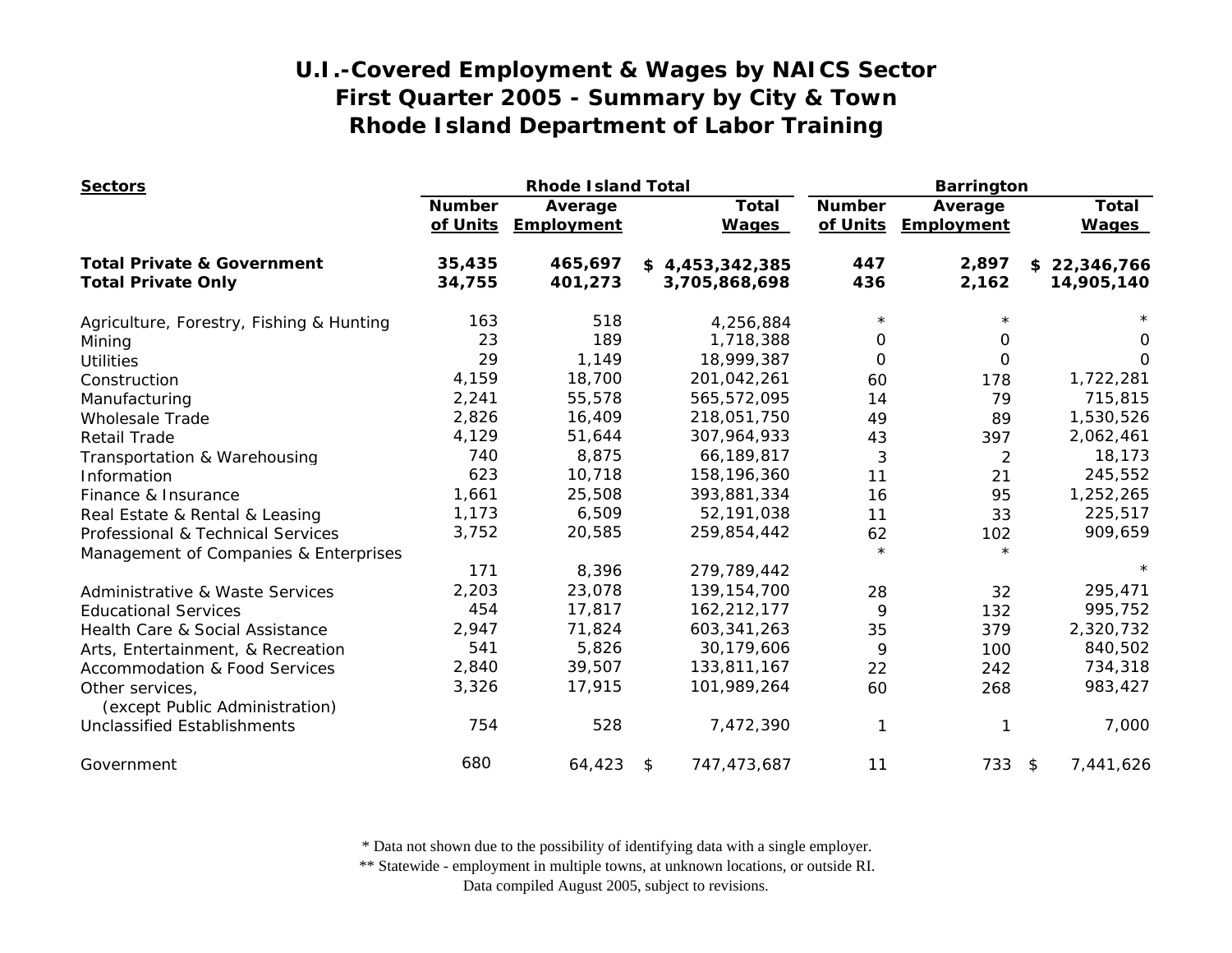# U.I.-Covered Employment & Wages by NAICS Sector
## First Quarter 2005 - Summary by City & Town
## Rhode Island Department of Labor Training

| Sectors | Rhode Island Total | | | Barrington | | |
|---|---|---|---|---|---|---|
| | Number of Units | Average Employment | Total Wages | Number of Units | Average Employment | Total Wages |
| **Total Private & Government** | **35,435** | **465,697** | **$ 4,453,342,385** | **447** | **2,897** | **$ 22,346,766** |
| **Total Private Only** | **34,755** | **401,273** | **3,705,868,698** | **436** | **2,162** | **14,905,140** |
| Agriculture, Forestry, Fishing & Hunting | 163 | 518 | 4,256,884 | * | * | * |
| Mining | 23 | 189 | 1,718,388 | 0 | 0 | 0 |
| Utilities | 29 | 1,149 | 18,999,387 | 0 | 0 | 0 |
| Construction | 4,159 | 18,700 | 201,042,261 | 60 | 178 | 1,722,281 |
| Manufacturing | 2,241 | 55,578 | 565,572,095 | 14 | 79 | 715,815 |
| Wholesale Trade | 2,826 | 16,409 | 218,051,750 | 49 | 89 | 1,530,526 |
| Retail Trade | 4,129 | 51,644 | 307,964,933 | 43 | 397 | 2,062,461 |
| Transportation & Warehousing | 740 | 8,875 | 66,189,817 | 3 | 2 | 18,173 |
| Information | 623 | 10,718 | 158,196,360 | 11 | 21 | 245,552 |
| Finance & Insurance | 1,661 | 25,508 | 393,881,334 | 16 | 95 | 1,252,265 |
| Real Estate & Rental & Leasing | 1,173 | 6,509 | 52,191,038 | 11 | 33 | 225,517 |
| Professional & Technical Services | 3,752 | 20,585 | 259,854,442 | 62 | 102 | 909,659 |
| Management of Companies & Enterprises | 171 | 8,396 | 279,789,442 | * | * | * |
| Administrative & Waste Services | 2,203 | 23,078 | 139,154,700 | 28 | 32 | 295,471 |
| Educational Services | 454 | 17,817 | 162,212,177 | 9 | 132 | 995,752 |
| Health Care & Social Assistance | 2,947 | 71,824 | 603,341,263 | 35 | 379 | 2,320,732 |
| Arts, Entertainment, & Recreation | 541 | 5,826 | 30,179,606 | 9 | 100 | 840,502 |
| Accommodation & Food Services | 2,840 | 39,507 | 133,811,167 | 22 | 242 | 734,318 |
| Other services, (except Public Administration) | 3,326 | 17,915 | 101,989,264 | 60 | 268 | 983,427 |
| Unclassified Establishments | 754 | 528 | 7,472,390 | 1 | 1 | 7,000 |
| Government | 680 | 64,423 | $ 747,473,687 | 11 | 733 | $ 7,441,626 |

\* Data not shown due to the possibility of identifying data with a single employer.
\*\* Statewide - employment in multiple towns, at unknown locations, or outside RI.
Data compiled August 2005, subject to revisions.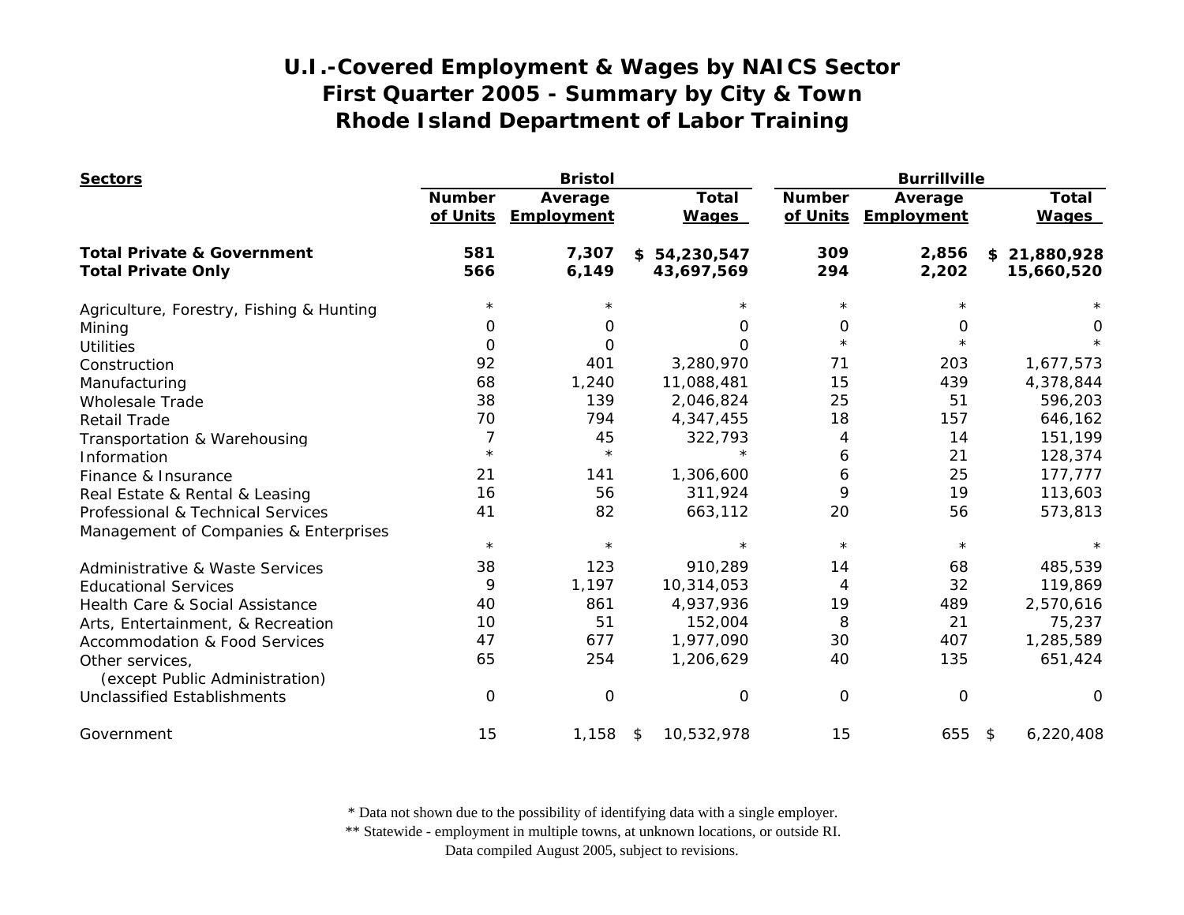# U.I.-Covered Employment & Wages by NAICS Sector
## First Quarter 2005 - Summary by City & Town
## Rhode Island Department of Labor Training

| Sectors | Bristol | | | Burrillville | | |
|---|---|---|---|---|---|---|
| | Number of Units | Average Employment | Total Wages | Number of Units | Average Employment | Total Wages |
| **Total Private & Government** | **581** | **7,307** | **$ 54,230,547** | **309** | **2,856** | **$ 21,880,928** |
| **Total Private Only** | **566** | **6,149** | **43,697,569** | **294** | **2,202** | **15,660,520** |
| Agriculture, Forestry, Fishing & Hunting | * | * | * | * | * | * |
| Mining | 0 | 0 | 0 | 0 | 0 | 0 |
| Utilities | 0 | 0 | 0 | * | * | * |
| Construction | 92 | 401 | 3,280,970 | 71 | 203 | 1,677,573 |
| Manufacturing | 68 | 1,240 | 11,088,481 | 15 | 439 | 4,378,844 |
| Wholesale Trade | 38 | 139 | 2,046,824 | 25 | 51 | 596,203 |
| Retail Trade | 70 | 794 | 4,347,455 | 18 | 157 | 646,162 |
| Transportation & Warehousing | 7 | 45 | 322,793 | 4 | 14 | 151,199 |
| Information | * | * | * | 6 | 21 | 128,374 |
| Finance & Insurance | 21 | 141 | 1,306,600 | 6 | 25 | 177,777 |
| Real Estate & Rental & Leasing | 16 | 56 | 311,924 | 9 | 19 | 113,603 |
| Professional & Technical Services | 41 | 82 | 663,112 | 20 | 56 | 573,813 |
| Management of Companies & Enterprises | * | * | * | * | * | * |
| Administrative & Waste Services | 38 | 123 | 910,289 | 14 | 68 | 485,539 |
| Educational Services | 9 | 1,197 | 10,314,053 | 4 | 32 | 119,869 |
| Health Care & Social Assistance | 40 | 861 | 4,937,936 | 19 | 489 | 2,570,616 |
| Arts, Entertainment, & Recreation | 10 | 51 | 152,004 | 8 | 21 | 75,237 |
| Accommodation & Food Services | 47 | 677 | 1,977,090 | 30 | 407 | 1,285,589 |
| Other services, (except Public Administration) | 65 | 254 | 1,206,629 | 40 | 135 | 651,424 |
| Unclassified Establishments | 0 | 0 | 0 | 0 | 0 | 0 |
| Government | 15 | 1,158 | $ 10,532,978 | 15 | 655 | $ 6,220,408 |

\* Data not shown due to the possibility of identifying data with a single employer.
\*\* Statewide - employment in multiple towns, at unknown locations, or outside RI.
Data compiled August 2005, subject to revisions.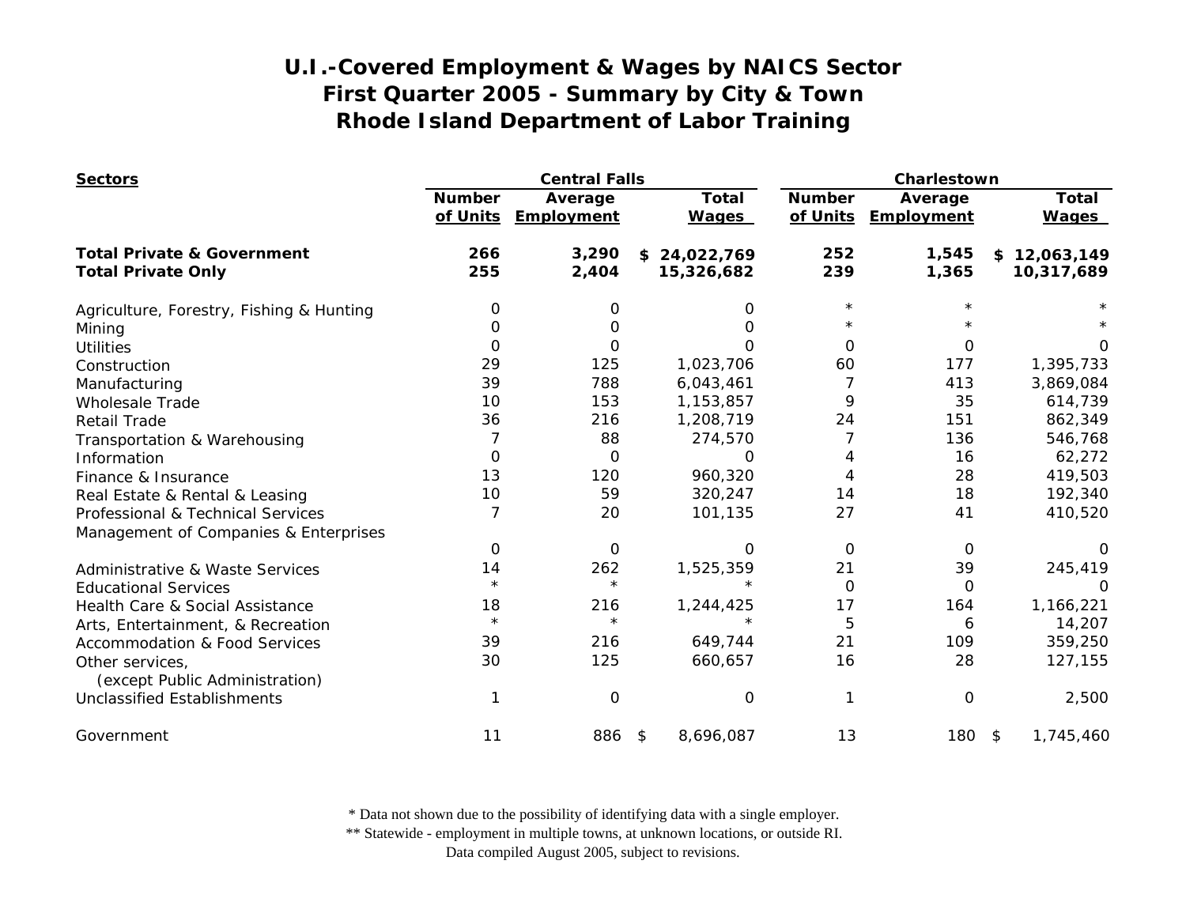# U.I.-Covered Employment & Wages by NAICS Sector
# First Quarter 2005 - Summary by City & Town
# Rhode Island Department of Labor Training

| Sectors | Central Falls | | | Charlestown | | |
|---|---|---|---|---|---|---|
| | Number of Units | Average Employment | Total Wages | Number of Units | Average Employment | Total Wages |
| **Total Private & Government** | **266** | **3,290** | **$ 24,022,769** | **252** | **1,545** | **$ 12,063,149** |
| **Total Private Only** | **255** | **2,404** | **15,326,682** | **239** | **1,365** | **10,317,689** |
| Agriculture, Forestry, Fishing & Hunting | 0 | 0 | 0 | * | * | * |
| Mining | 0 | 0 | 0 | * | * | * |
| Utilities | 0 | 0 | 0 | 0 | 0 | 0 |
| Construction | 29 | 125 | 1,023,706 | 60 | 177 | 1,395,733 |
| Manufacturing | 39 | 788 | 6,043,461 | 7 | 413 | 3,869,084 |
| Wholesale Trade | 10 | 153 | 1,153,857 | 9 | 35 | 614,739 |
| Retail Trade | 36 | 216 | 1,208,719 | 24 | 151 | 862,349 |
| Transportation & Warehousing | 7 | 88 | 274,570 | 7 | 136 | 546,768 |
| Information | 0 | 0 | 0 | 4 | 16 | 62,272 |
| Finance & Insurance | 13 | 120 | 960,320 | 4 | 28 | 419,503 |
| Real Estate & Rental & Leasing | 10 | 59 | 320,247 | 14 | 18 | 192,340 |
| Professional & Technical Services | 7 | 20 | 101,135 | 27 | 41 | 410,520 |
| Management of Companies & Enterprises | 0 | 0 | 0 | 0 | 0 | 0 |
| Administrative & Waste Services | 14 | 262 | 1,525,359 | 21 | 39 | 245,419 |
| Educational Services | * | * | * | 0 | 0 | 0 |
| Health Care & Social Assistance | 18 | 216 | 1,244,425 | 17 | 164 | 1,166,221 |
| Arts, Entertainment, & Recreation | * | * | * | 5 | 6 | 14,207 |
| Accommodation & Food Services | 39 | 216 | 649,744 | 21 | 109 | 359,250 |
| Other services, (except Public Administration) | 30 | 125 | 660,657 | 16 | 28 | 127,155 |
| Unclassified Establishments | 1 | 0 | 0 | 1 | 0 | 2,500 |
| Government | 11 | 886 | $ 8,696,087 | 13 | 180 | $ 1,745,460 |

\* Data not shown due to the possibility of identifying data with a single employer.
\*\* Statewide - employment in multiple towns, at unknown locations, or outside RI.
Data compiled August 2005, subject to revisions.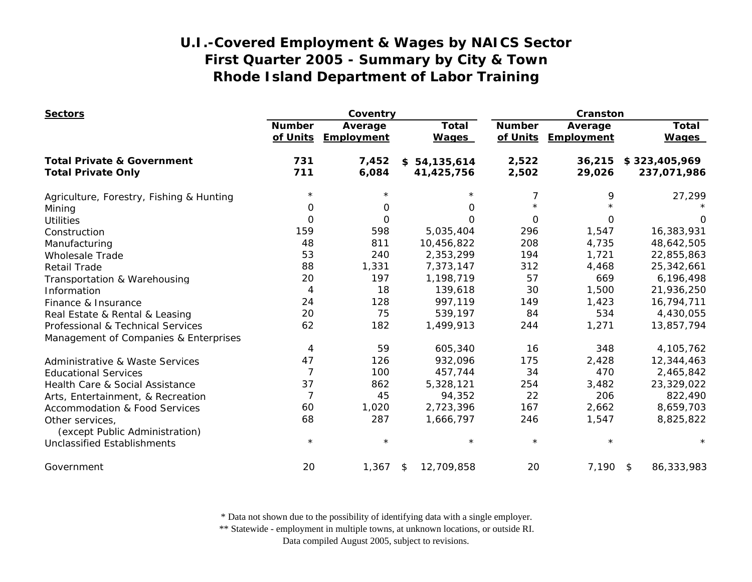# U.I.-Covered Employment & Wages by NAICS Sector
## First Quarter 2005 - Summary by City & Town
## Rhode Island Department of Labor Training

| Sectors | Coventry | | | Cranston | | |
|---|---|---|---|---|---|---|
| | Number of Units | Average Employment | Total Wages | Number of Units | Average Employment | Total Wages |
| **Total Private & Government** | **731** | **7,452** | **$ 54,135,614** | **2,522** | **36,215** | **$ 323,405,969** |
| **Total Private Only** | **711** | **6,084** | **41,425,756** | **2,502** | **29,026** | **237,071,986** |
| Agriculture, Forestry, Fishing & Hunting | * | * | * | 7 | 9 | 27,299 |
| Mining | 0 | 0 | 0 | * | * | * |
| Utilities | 0 | 0 | 0 | 0 | 0 | 0 |
| Construction | 159 | 598 | 5,035,404 | 296 | 1,547 | 16,383,931 |
| Manufacturing | 48 | 811 | 10,456,822 | 208 | 4,735 | 48,642,505 |
| Wholesale Trade | 53 | 240 | 2,353,299 | 194 | 1,721 | 22,855,863 |
| Retail Trade | 88 | 1,331 | 7,373,147 | 312 | 4,468 | 25,342,661 |
| Transportation & Warehousing | 20 | 197 | 1,198,719 | 57 | 669 | 6,196,498 |
| Information | 4 | 18 | 139,618 | 30 | 1,500 | 21,936,250 |
| Finance & Insurance | 24 | 128 | 997,119 | 149 | 1,423 | 16,794,711 |
| Real Estate & Rental & Leasing | 20 | 75 | 539,197 | 84 | 534 | 4,430,055 |
| Professional & Technical Services | 62 | 182 | 1,499,913 | 244 | 1,271 | 13,857,794 |
| Management of Companies & Enterprises | 4 | 59 | 605,340 | 16 | 348 | 4,105,762 |
| Administrative & Waste Services | 47 | 126 | 932,096 | 175 | 2,428 | 12,344,463 |
| Educational Services | 7 | 100 | 457,744 | 34 | 470 | 2,465,842 |
| Health Care & Social Assistance | 37 | 862 | 5,328,121 | 254 | 3,482 | 23,329,022 |
| Arts, Entertainment, & Recreation | 7 | 45 | 94,352 | 22 | 206 | 822,490 |
| Accommodation & Food Services | 60 | 1,020 | 2,723,396 | 167 | 2,662 | 8,659,703 |
| Other services, (except Public Administration) | 68 | 287 | 1,666,797 | 246 | 1,547 | 8,825,822 |
| Unclassified Establishments | * | * | * | * | * | * |
| Government | 20 | 1,367 | $ 12,709,858 | 20 | 7,190 | $ 86,333,983 |

\* Data not shown due to the possibility of identifying data with a single employer.
\*\* Statewide - employment in multiple towns, at unknown locations, or outside RI.
Data compiled August 2005, subject to revisions.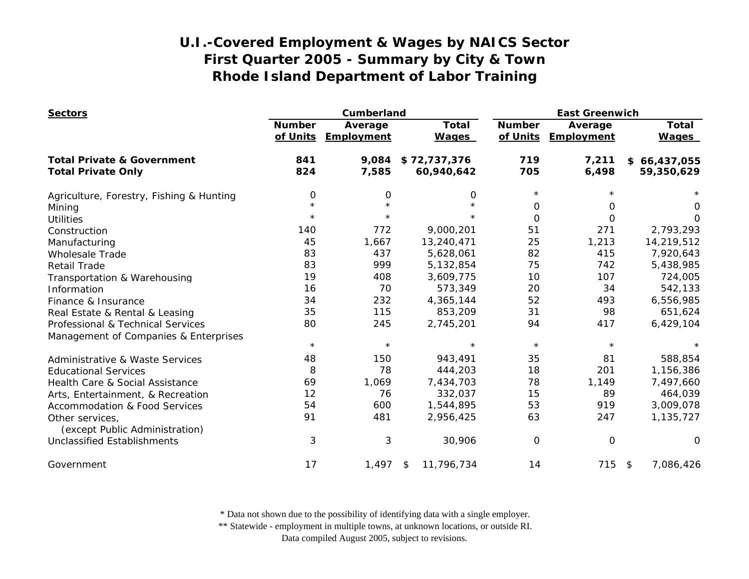# U.I.-Covered Employment & Wages by NAICS Sector
## First Quarter 2005 - Summary by City & Town
## Rhode Island Department of Labor Training

| Sectors | Cumberland | | | East Greenwich | | |
|---|---|---|---|---|---|---|
| | Number of Units | Average Employment | Total Wages | Number of Units | Average Employment | Total Wages |
| **Total Private & Government** | **841** | **9,084** | **$ 72,737,376** | **719** | **7,211** | **$ 66,437,055** |
| **Total Private Only** | **824** | **7,585** | **60,940,642** | **705** | **6,498** | **59,350,629** |
| Agriculture, Forestry, Fishing & Hunting | 0 | 0 | 0 | * | * | * |
| Mining | * | * | * | 0 | 0 | 0 |
| Utilities | * | * | * | 0 | 0 | 0 |
| Construction | 140 | 772 | 9,000,201 | 51 | 271 | 2,793,293 |
| Manufacturing | 45 | 1,667 | 13,240,471 | 25 | 1,213 | 14,219,512 |
| Wholesale Trade | 83 | 437 | 5,628,061 | 82 | 415 | 7,920,643 |
| Retail Trade | 83 | 999 | 5,132,854 | 75 | 742 | 5,438,985 |
| Transportation & Warehousing | 19 | 408 | 3,609,775 | 10 | 107 | 724,005 |
| Information | 16 | 70 | 573,349 | 20 | 34 | 542,133 |
| Finance & Insurance | 34 | 232 | 4,365,144 | 52 | 493 | 6,556,985 |
| Real Estate & Rental & Leasing | 35 | 115 | 853,209 | 31 | 98 | 651,624 |
| Professional & Technical Services | 80 | 245 | 2,745,201 | 94 | 417 | 6,429,104 |
| Management of Companies & Enterprises | * | * | * | * | * | * |
| Administrative & Waste Services | 48 | 150 | 943,491 | 35 | 81 | 588,854 |
| Educational Services | 8 | 78 | 444,203 | 18 | 201 | 1,156,386 |
| Health Care & Social Assistance | 69 | 1,069 | 7,434,703 | 78 | 1,149 | 7,497,660 |
| Arts, Entertainment, & Recreation | 12 | 76 | 332,037 | 15 | 89 | 464,039 |
| Accommodation & Food Services | 54 | 600 | 1,544,895 | 53 | 919 | 3,009,078 |
| Other services, (except Public Administration) | 91 | 481 | 2,956,425 | 63 | 247 | 1,135,727 |
| Unclassified Establishments | 3 | 3 | 30,906 | 0 | 0 | 0 |
| Government | 17 | 1,497 | $ 11,796,734 | 14 | 715 | $ 7,086,426 |

\* Data not shown due to the possibility of identifying data with a single employer.

\*\* Statewide - employment in multiple towns, at unknown locations, or outside RI.

Data compiled August 2005, subject to revisions.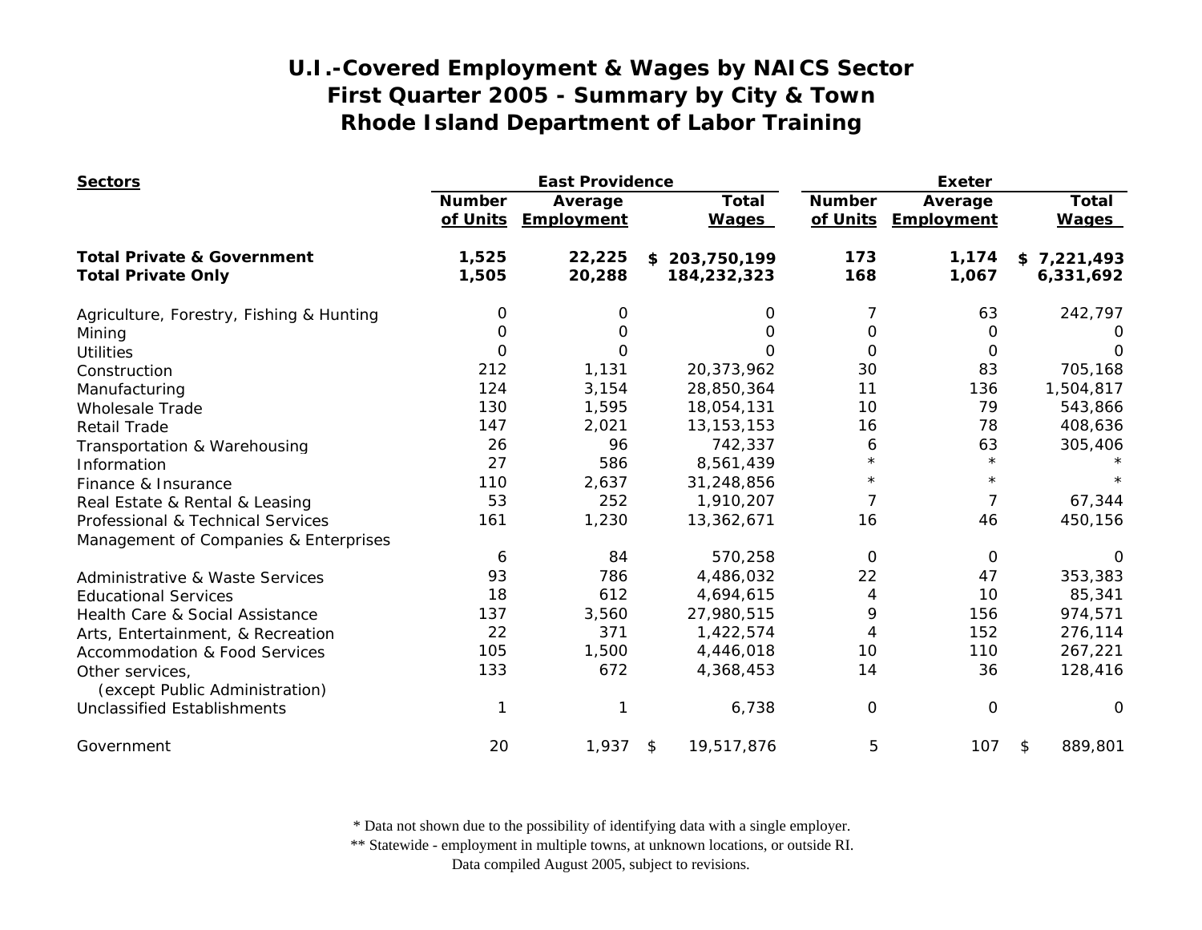# U.I.-Covered Employment & Wages by NAICS Sector
## First Quarter 2005 - Summary by City & Town
## Rhode Island Department of Labor Training

| Sectors | East Providence | | | Exeter | | |
|---|---|---|---|---|---|---|
| | Number of Units | Average Employment | Total Wages | Number of Units | Average Employment | Total Wages |
| **Total Private & Government** | **1,525** | **22,225** | **$ 203,750,199** | **173** | **1,174** | **$ 7,221,493** |
| **Total Private Only** | **1,505** | **20,288** | **184,232,323** | **168** | **1,067** | **6,331,692** |
| Agriculture, Forestry, Fishing & Hunting | 0 | 0 | 0 | 7 | 63 | 242,797 |
| Mining | 0 | 0 | 0 | 0 | 0 | 0 |
| Utilities | 0 | 0 | 0 | 0 | 0 | 0 |
| Construction | 212 | 1,131 | 20,373,962 | 30 | 83 | 705,168 |
| Manufacturing | 124 | 3,154 | 28,850,364 | 11 | 136 | 1,504,817 |
| Wholesale Trade | 130 | 1,595 | 18,054,131 | 10 | 79 | 543,866 |
| Retail Trade | 147 | 2,021 | 13,153,153 | 16 | 78 | 408,636 |
| Transportation & Warehousing | 26 | 96 | 742,337 | 6 | 63 | 305,406 |
| Information | 27 | 586 | 8,561,439 | * | * | * |
| Finance & Insurance | 110 | 2,637 | 31,248,856 | * | * | * |
| Real Estate & Rental & Leasing | 53 | 252 | 1,910,207 | 7 | 7 | 67,344 |
| Professional & Technical Services | 161 | 1,230 | 13,362,671 | 16 | 46 | 450,156 |
| Management of Companies & Enterprises | 6 | 84 | 570,258 | 0 | 0 | 0 |
| Administrative & Waste Services | 93 | 786 | 4,486,032 | 22 | 47 | 353,383 |
| Educational Services | 18 | 612 | 4,694,615 | 4 | 10 | 85,341 |
| Health Care & Social Assistance | 137 | 3,560 | 27,980,515 | 9 | 156 | 974,571 |
| Arts, Entertainment, & Recreation | 22 | 371 | 1,422,574 | 4 | 152 | 276,114 |
| Accommodation & Food Services | 105 | 1,500 | 4,446,018 | 10 | 110 | 267,221 |
| Other services, (except Public Administration) | 133 | 672 | 4,368,453 | 14 | 36 | 128,416 |
| Unclassified Establishments | 1 | 1 | 6,738 | 0 | 0 | 0 |
| Government | 20 | 1,937 | $ 19,517,876 | 5 | 107 | $ 889,801 |

\* Data not shown due to the possibility of identifying data with a single employer.

\*\* Statewide - employment in multiple towns, at unknown locations, or outside RI.

Data compiled August 2005, subject to revisions.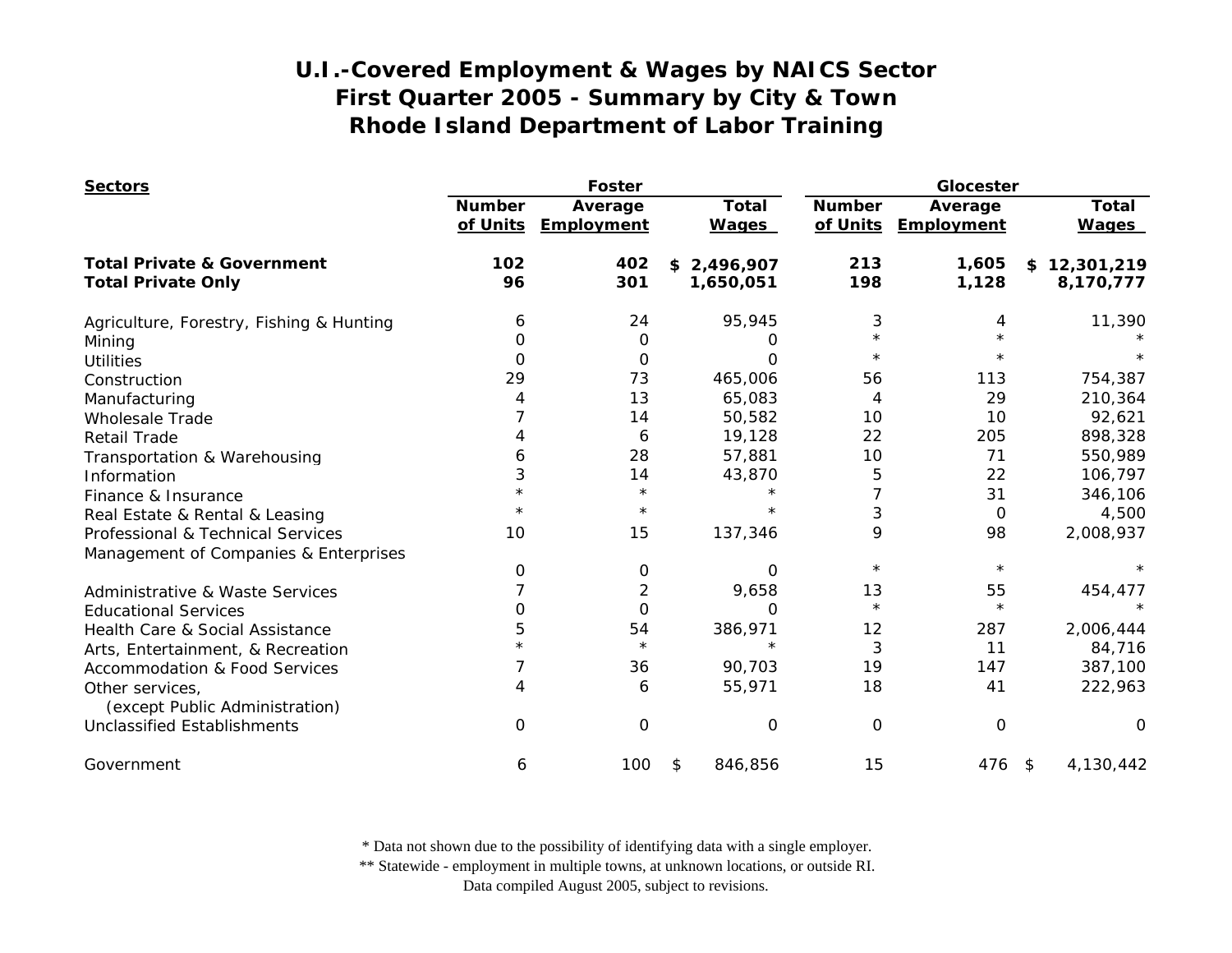# U.I.-Covered Employment & Wages by NAICS Sector
# First Quarter 2005 - Summary by City & Town
# Rhode Island Department of Labor Training

| Sectors | Foster | | | Glocester | | |
|---|---|---|---|---|---|---|
| | Number of Units | Average Employment | Total Wages | Number of Units | Average Employment | Total Wages |
| **Total Private & Government** | **102** | **402** | **$ 2,496,907** | **213** | **1,605** | **$ 12,301,219** |
| **Total Private Only** | **96** | **301** | **1,650,051** | **198** | **1,128** | **8,170,777** |
| Agriculture, Forestry, Fishing & Hunting | 6 | 24 | 95,945 | 3 | 4 | 11,390 |
| Mining | 0 | 0 | 0 | * | * | * |
| Utilities | 0 | 0 | 0 | * | * | * |
| Construction | 29 | 73 | 465,006 | 56 | 113 | 754,387 |
| Manufacturing | 4 | 13 | 65,083 | 4 | 29 | 210,364 |
| Wholesale Trade | 7 | 14 | 50,582 | 10 | 10 | 92,621 |
| Retail Trade | 4 | 6 | 19,128 | 22 | 205 | 898,328 |
| Transportation & Warehousing | 6 | 28 | 57,881 | 10 | 71 | 550,989 |
| Information | 3 | 14 | 43,870 | 5 | 22 | 106,797 |
| Finance & Insurance | * | * | * | 7 | 31 | 346,106 |
| Real Estate & Rental & Leasing | * | * | * | 3 | 0 | 4,500 |
| Professional & Technical Services | 10 | 15 | 137,346 | 9 | 98 | 2,008,937 |
| Management of Companies & Enterprises | 0 | 0 | 0 | * | * | * |
| Administrative & Waste Services | 7 | 2 | 9,658 | 13 | 55 | 454,477 |
| Educational Services | 0 | 0 | 0 | * | * | * |
| Health Care & Social Assistance | 5 | 54 | 386,971 | 12 | 287 | 2,006,444 |
| Arts, Entertainment, & Recreation | * | * | * | 3 | 11 | 84,716 |
| Accommodation & Food Services | 7 | 36 | 90,703 | 19 | 147 | 387,100 |
| Other services, (except Public Administration) | 4 | 6 | 55,971 | 18 | 41 | 222,963 |
| Unclassified Establishments | 0 | 0 | 0 | 0 | 0 | 0 |
| Government | 6 | 100 | $ 846,856 | 15 | 476 | $ 4,130,442 |

\* Data not shown due to the possibility of identifying data with a single employer.
** Statewide - employment in multiple towns, at unknown locations, or outside RI.
Data compiled August 2005, subject to revisions.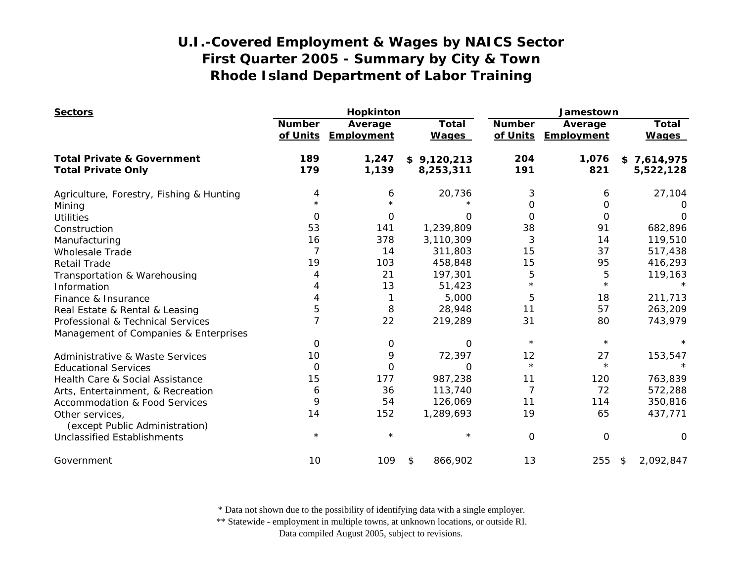# U.I.-Covered Employment & Wages by NAICS Sector
## First Quarter 2005 - Summary by City & Town
## Rhode Island Department of Labor Training

| Sectors | Hopkinton | | | Jamestown | | |
|---|---|---|---|---|---|---|
| | Number of Units | Average Employment | Total Wages | Number of Units | Average Employment | Total Wages |
| **Total Private & Government** | **189** | **1,247** | **$ 9,120,213** | **204** | **1,076** | **$ 7,614,975** |
| **Total Private Only** | **179** | **1,139** | **8,253,311** | **191** | **821** | **5,522,128** |
| Agriculture, Forestry, Fishing & Hunting | 4 | 6 | 20,736 | 3 | 6 | 27,104 |
| Mining | * | * | * | 0 | 0 | 0 |
| Utilities | 0 | 0 | 0 | 0 | 0 | 0 |
| Construction | 53 | 141 | 1,239,809 | 38 | 91 | 682,896 |
| Manufacturing | 16 | 378 | 3,110,309 | 3 | 14 | 119,510 |
| Wholesale Trade | 7 | 14 | 311,803 | 15 | 37 | 517,438 |
| Retail Trade | 19 | 103 | 458,848 | 15 | 95 | 416,293 |
| Transportation & Warehousing | 4 | 21 | 197,301 | 5 | 5 | 119,163 |
| Information | 4 | 13 | 51,423 | * | * | * |
| Finance & Insurance | 4 | 1 | 5,000 | 5 | 18 | 211,713 |
| Real Estate & Rental & Leasing | 5 | 8 | 28,948 | 11 | 57 | 263,209 |
| Professional & Technical Services | 7 | 22 | 219,289 | 31 | 80 | 743,979 |
| Management of Companies & Enterprises | 0 | 0 | 0 | * | * | * |
| Administrative & Waste Services | 10 | 9 | 72,397 | 12 | 27 | 153,547 |
| Educational Services | 0 | 0 | 0 | * | * | * |
| Health Care & Social Assistance | 15 | 177 | 987,238 | 11 | 120 | 763,839 |
| Arts, Entertainment, & Recreation | 6 | 36 | 113,740 | 7 | 72 | 572,288 |
| Accommodation & Food Services | 9 | 54 | 126,069 | 11 | 114 | 350,816 |
| Other services, (except Public Administration) | 14 | 152 | 1,289,693 | 19 | 65 | 437,771 |
| Unclassified Establishments | * | * | * | 0 | 0 | 0 |
| Government | 10 | 109 | $ 866,902 | 13 | 255 | $ 2,092,847 |

\* Data not shown due to the possibility of identifying data with a single employer.

** Statewide - employment in multiple towns, at unknown locations, or outside RI.

Data compiled August 2005, subject to revisions.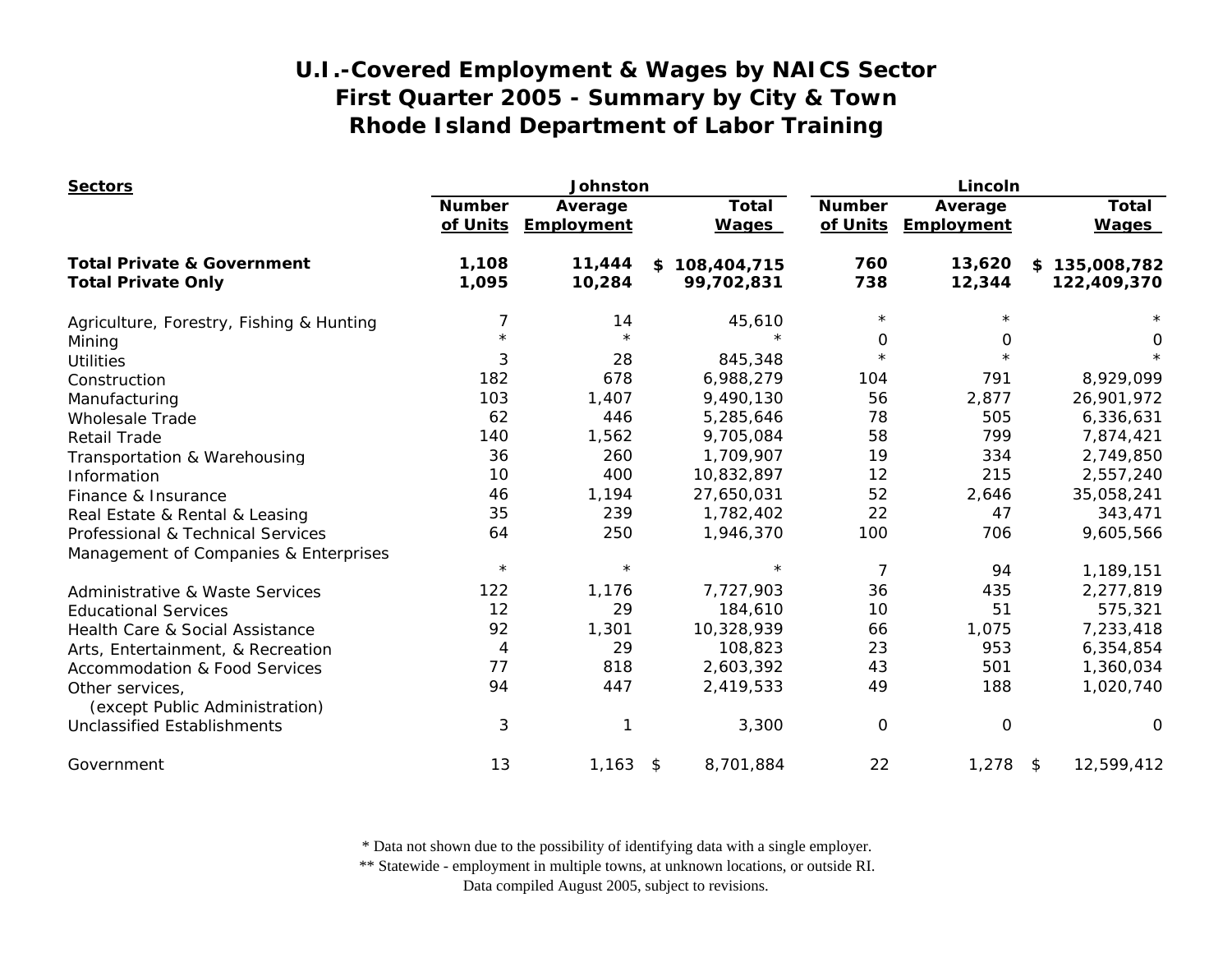# U.I.-Covered Employment & Wages by NAICS Sector
# First Quarter 2005 - Summary by City & Town
# Rhode Island Department of Labor Training

| Sectors | Johnston | | | Lincoln | | |
|---|---|---|---|---|---|---|
| | Number of Units | Average Employment | Total Wages | Number of Units | Average Employment | Total Wages |
| **Total Private & Government** | **1,108** | **11,444** | **$ 108,404,715** | **760** | **13,620** | **$ 135,008,782** |
| **Total Private Only** | **1,095** | **10,284** | **99,702,831** | **738** | **12,344** | **122,409,370** |
| Agriculture, Forestry, Fishing & Hunting | 7 | 14 | 45,610 | * | * | * |
| Mining | * | * | * | 0 | 0 | 0 |
| Utilities | 3 | 28 | 845,348 | * | * | * |
| Construction | 182 | 678 | 6,988,279 | 104 | 791 | 8,929,099 |
| Manufacturing | 103 | 1,407 | 9,490,130 | 56 | 2,877 | 26,901,972 |
| Wholesale Trade | 62 | 446 | 5,285,646 | 78 | 505 | 6,336,631 |
| Retail Trade | 140 | 1,562 | 9,705,084 | 58 | 799 | 7,874,421 |
| Transportation & Warehousing | 36 | 260 | 1,709,907 | 19 | 334 | 2,749,850 |
| Information | 10 | 400 | 10,832,897 | 12 | 215 | 2,557,240 |
| Finance & Insurance | 46 | 1,194 | 27,650,031 | 52 | 2,646 | 35,058,241 |
| Real Estate & Rental & Leasing | 35 | 239 | 1,782,402 | 22 | 47 | 343,471 |
| Professional & Technical Services | 64 | 250 | 1,946,370 | 100 | 706 | 9,605,566 |
| Management of Companies & Enterprises | * | * | * | 7 | 94 | 1,189,151 |
| Administrative & Waste Services | 122 | 1,176 | 7,727,903 | 36 | 435 | 2,277,819 |
| Educational Services | 12 | 29 | 184,610 | 10 | 51 | 575,321 |
| Health Care & Social Assistance | 92 | 1,301 | 10,328,939 | 66 | 1,075 | 7,233,418 |
| Arts, Entertainment, & Recreation | 4 | 29 | 108,823 | 23 | 953 | 6,354,854 |
| Accommodation & Food Services | 77 | 818 | 2,603,392 | 43 | 501 | 1,360,034 |
| Other services, (except Public Administration) | 94 | 447 | 2,419,533 | 49 | 188 | 1,020,740 |
| Unclassified Establishments | 3 | 1 | 3,300 | 0 | 0 | 0 |
| Government | 13 | 1,163 | $ 8,701,884 | 22 | 1,278 | $ 12,599,412 |

\* Data not shown due to the possibility of identifying data with a single employer.
\*\* Statewide - employment in multiple towns, at unknown locations, or outside RI.
Data compiled August 2005, subject to revisions.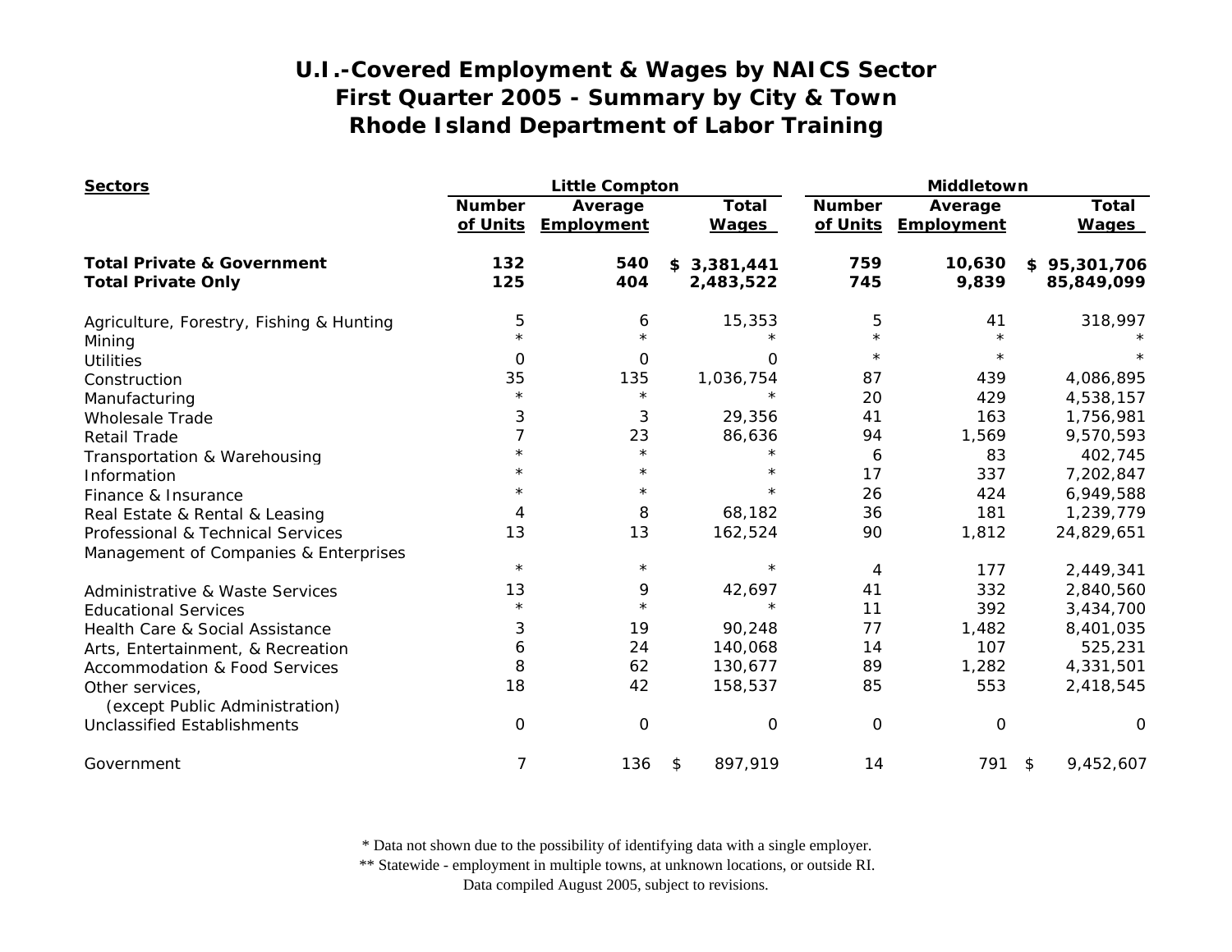# U.I.-Covered Employment & Wages by NAICS Sector
## First Quarter 2005 - Summary by City & Town
## Rhode Island Department of Labor Training

| Sectors | Little Compton | | | Middletown | | |
|---|---|---|---|---|---|---|
| | Number of Units | Average Employment | Total Wages | Number of Units | Average Employment | Total Wages |
| **Total Private & Government** | **132** | **540** | **$ 3,381,441** | **759** | **10,630** | **$ 95,301,706** |
| **Total Private Only** | **125** | **404** | **2,483,522** | **745** | **9,839** | **85,849,099** |
| Agriculture, Forestry, Fishing & Hunting | 5 | 6 | 15,353 | 5 | 41 | 318,997 |
| Mining | * | * | * | * | * | * |
| Utilities | 0 | 0 | 0 | * | * | * |
| Construction | 35 | 135 | 1,036,754 | 87 | 439 | 4,086,895 |
| Manufacturing | * | * | * | 20 | 429 | 4,538,157 |
| Wholesale Trade | 3 | 3 | 29,356 | 41 | 163 | 1,756,981 |
| Retail Trade | 7 | 23 | 86,636 | 94 | 1,569 | 9,570,593 |
| Transportation & Warehousing | * | * | * | 6 | 83 | 402,745 |
| Information | * | * | * | 17 | 337 | 7,202,847 |
| Finance & Insurance | * | * | * | 26 | 424 | 6,949,588 |
| Real Estate & Rental & Leasing | 4 | 8 | 68,182 | 36 | 181 | 1,239,779 |
| Professional & Technical Services | 13 | 13 | 162,524 | 90 | 1,812 | 24,829,651 |
| Management of Companies & Enterprises | * | * | * | 4 | 177 | 2,449,341 |
| Administrative & Waste Services | 13 | 9 | 42,697 | 41 | 332 | 2,840,560 |
| Educational Services | * | * | * | 11 | 392 | 3,434,700 |
| Health Care & Social Assistance | 3 | 19 | 90,248 | 77 | 1,482 | 8,401,035 |
| Arts, Entertainment, & Recreation | 6 | 24 | 140,068 | 14 | 107 | 525,231 |
| Accommodation & Food Services | 8 | 62 | 130,677 | 89 | 1,282 | 4,331,501 |
| Other services, (except Public Administration) | 18 | 42 | 158,537 | 85 | 553 | 2,418,545 |
| Unclassified Establishments | 0 | 0 | 0 | 0 | 0 | 0 |
| Government | 7 | 136 | $ 897,919 | 14 | 791 | $ 9,452,607 |

* Data not shown due to the possibility of identifying data with a single employer.
** Statewide - employment in multiple towns, at unknown locations, or outside RI.
Data compiled August 2005, subject to revisions.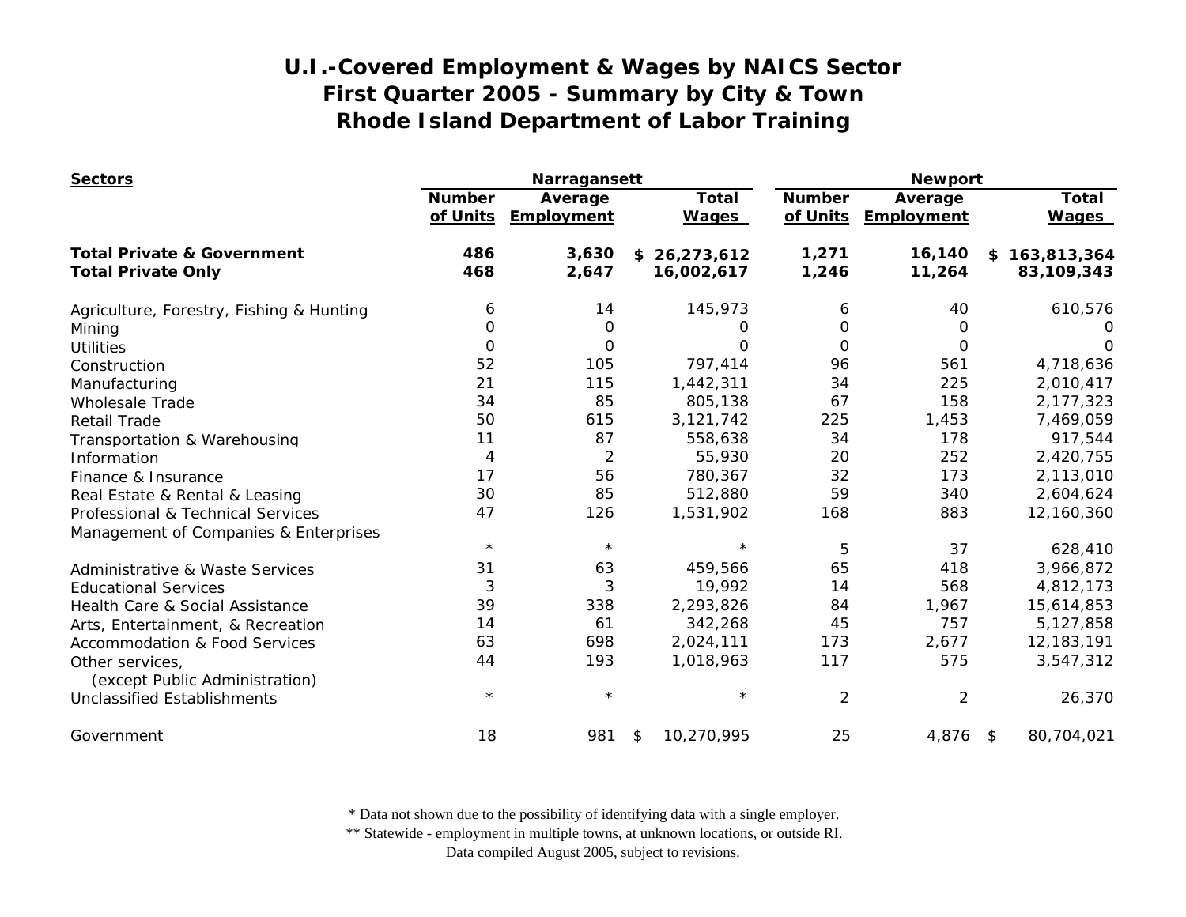# U.I.-Covered Employment & Wages by NAICS Sector
## First Quarter 2005 - Summary by City & Town
## Rhode Island Department of Labor Training

| Sectors | Narragansett | | | Newport | | |
|---|---|---|---|---|---|---|
| | Number of Units | Average Employment | Total Wages | Number of Units | Average Employment | Total Wages |
| **Total Private & Government** | **486** | **3,630** | **$ 26,273,612** | **1,271** | **16,140** | **$ 163,813,364** |
| **Total Private Only** | **468** | **2,647** | **16,002,617** | **1,246** | **11,264** | **83,109,343** |
| Agriculture, Forestry, Fishing & Hunting | 6 | 14 | 145,973 | 6 | 40 | 610,576 |
| Mining | 0 | 0 | 0 | 0 | 0 | 0 |
| Utilities | 0 | 0 | 0 | 0 | 0 | 0 |
| Construction | 52 | 105 | 797,414 | 96 | 561 | 4,718,636 |
| Manufacturing | 21 | 115 | 1,442,311 | 34 | 225 | 2,010,417 |
| Wholesale Trade | 34 | 85 | 805,138 | 67 | 158 | 2,177,323 |
| Retail Trade | 50 | 615 | 3,121,742 | 225 | 1,453 | 7,469,059 |
| Transportation & Warehousing | 11 | 87 | 558,638 | 34 | 178 | 917,544 |
| Information | 4 | 2 | 55,930 | 20 | 252 | 2,420,755 |
| Finance & Insurance | 17 | 56 | 780,367 | 32 | 173 | 2,113,010 |
| Real Estate & Rental & Leasing | 30 | 85 | 512,880 | 59 | 340 | 2,604,624 |
| Professional & Technical Services | 47 | 126 | 1,531,902 | 168 | 883 | 12,160,360 |
| Management of Companies & Enterprises | * | * | * | 5 | 37 | 628,410 |
| Administrative & Waste Services | 31 | 63 | 459,566 | 65 | 418 | 3,966,872 |
| Educational Services | 3 | 3 | 19,992 | 14 | 568 | 4,812,173 |
| Health Care & Social Assistance | 39 | 338 | 2,293,826 | 84 | 1,967 | 15,614,853 |
| Arts, Entertainment, & Recreation | 14 | 61 | 342,268 | 45 | 757 | 5,127,858 |
| Accommodation & Food Services | 63 | 698 | 2,024,111 | 173 | 2,677 | 12,183,191 |
| Other services, (except Public Administration) | 44 | 193 | 1,018,963 | 117 | 575 | 3,547,312 |
| Unclassified Establishments | * | * | * | 2 | 2 | 26,370 |
| Government | 18 | 981 | $ 10,270,995 | 25 | 4,876 | $ 80,704,021 |

\* Data not shown due to the possibility of identifying data with a single employer.
\*\* Statewide - employment in multiple towns, at unknown locations, or outside RI.
Data compiled August 2005, subject to revisions.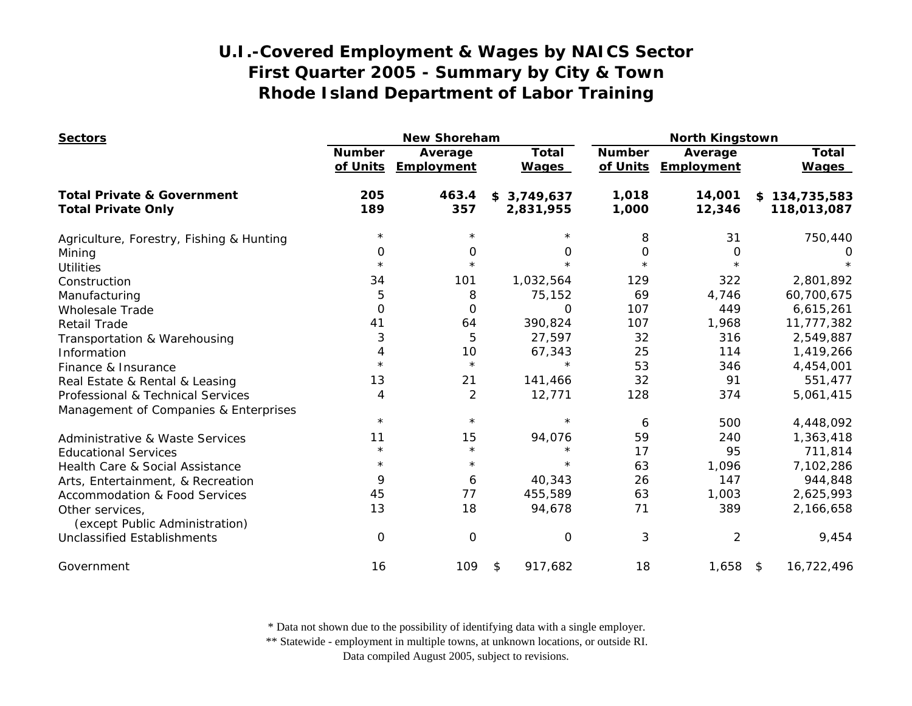# U.I.-Covered Employment & Wages by NAICS Sector
## First Quarter 2005 - Summary by City & Town
## Rhode Island Department of Labor Training

| Sectors | New Shoreham | | | North Kingstown | | |
|---|---|---|---|---|---|---|
| | Number of Units | Average Employment | Total Wages | Number of Units | Average Employment | Total Wages |
| **Total Private & Government** | **205** | **463.4** | **$ 3,749,637** | **1,018** | **14,001** | **$ 134,735,583** |
| **Total Private Only** | **189** | **357** | **2,831,955** | **1,000** | **12,346** | **118,013,087** |
| Agriculture, Forestry, Fishing & Hunting | * | * | * | 8 | 31 | 750,440 |
| Mining | 0 | 0 | 0 | 0 | 0 | 0 |
| Utilities | * | * | * | * | * | * |
| Construction | 34 | 101 | 1,032,564 | 129 | 322 | 2,801,892 |
| Manufacturing | 5 | 8 | 75,152 | 69 | 4,746 | 60,700,675 |
| Wholesale Trade | 0 | 0 | 0 | 107 | 449 | 6,615,261 |
| Retail Trade | 41 | 64 | 390,824 | 107 | 1,968 | 11,777,382 |
| Transportation & Warehousing | 3 | 5 | 27,597 | 32 | 316 | 2,549,887 |
| Information | 4 | 10 | 67,343 | 25 | 114 | 1,419,266 |
| Finance & Insurance | * | * | * | 53 | 346 | 4,454,001 |
| Real Estate & Rental & Leasing | 13 | 21 | 141,466 | 32 | 91 | 551,477 |
| Professional & Technical Services | 4 | 2 | 12,771 | 128 | 374 | 5,061,415 |
| Management of Companies & Enterprises | * | * | * | 6 | 500 | 4,448,092 |
| Administrative & Waste Services | 11 | 15 | 94,076 | 59 | 240 | 1,363,418 |
| Educational Services | * | * | * | 17 | 95 | 711,814 |
| Health Care & Social Assistance | * | * | * | 63 | 1,096 | 7,102,286 |
| Arts, Entertainment, & Recreation | 9 | 6 | 40,343 | 26 | 147 | 944,848 |
| Accommodation & Food Services | 45 | 77 | 455,589 | 63 | 1,003 | 2,625,993 |
| Other services, (except Public Administration) | 13 | 18 | 94,678 | 71 | 389 | 2,166,658 |
| Unclassified Establishments | 0 | 0 | 0 | 3 | 2 | 9,454 |
| Government | 16 | 109 | $ 917,682 | 18 | 1,658 | $ 16,722,496 |

* Data not shown due to the possibility of identifying data with a single employer.
** Statewide - employment in multiple towns, at unknown locations, or outside RI.
Data compiled August 2005, subject to revisions.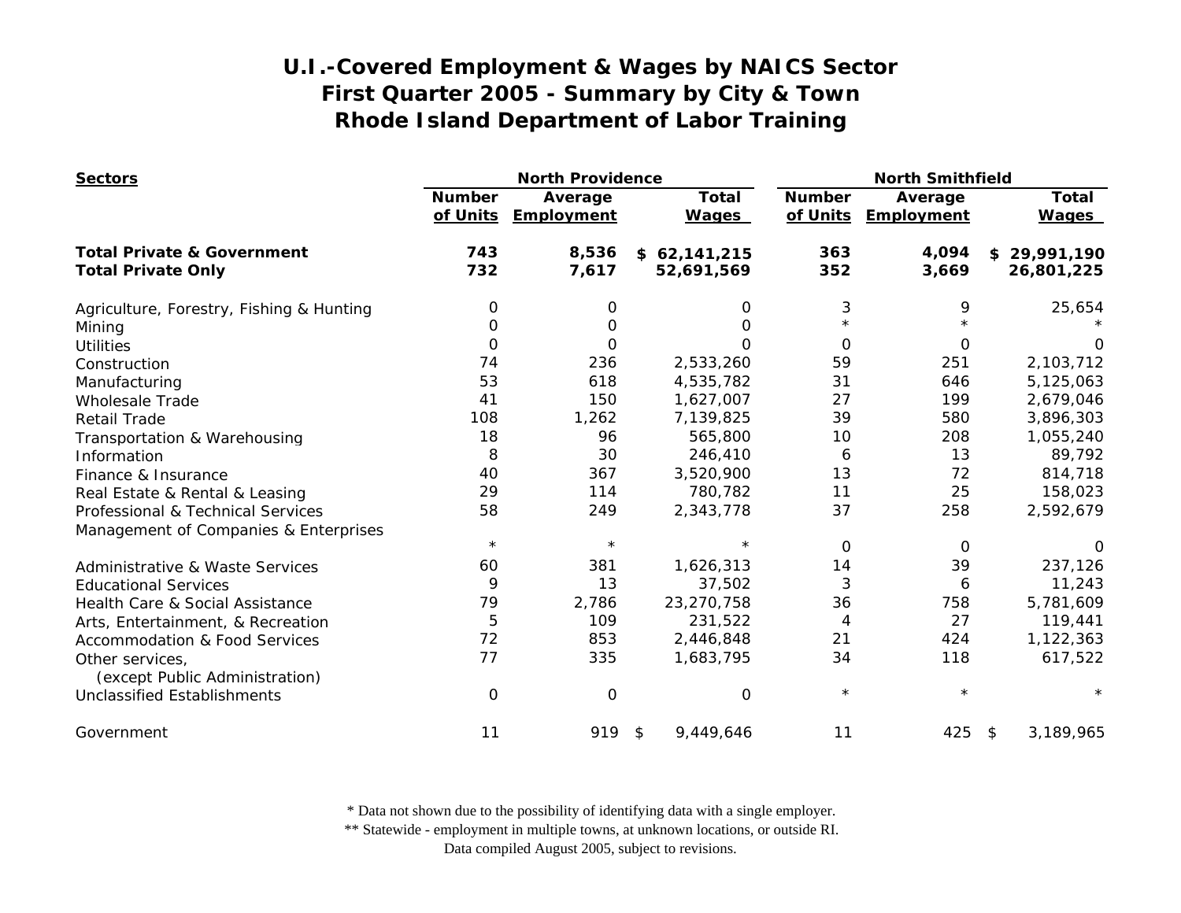# U.I.-Covered Employment & Wages by NAICS Sector
## First Quarter 2005 - Summary by City & Town
## Rhode Island Department of Labor Training

| Sectors | North Providence | | | North Smithfield | | |
|---|---|---|---|---|---|---|
| | Number of Units | Average Employment | Total Wages | Number of Units | Average Employment | Total Wages |
| **Total Private & Government** | **743** | **8,536** | **$ 62,141,215** | **363** | **4,094** | **$ 29,991,190** |
| **Total Private Only** | **732** | **7,617** | **52,691,569** | **352** | **3,669** | **26,801,225** |
| Agriculture, Forestry, Fishing & Hunting | 0 | 0 | 0 | 3 | 9 | 25,654 |
| Mining | 0 | 0 | 0 | * | * | * |
| Utilities | 0 | 0 | 0 | 0 | 0 | 0 |
| Construction | 74 | 236 | 2,533,260 | 59 | 251 | 2,103,712 |
| Manufacturing | 53 | 618 | 4,535,782 | 31 | 646 | 5,125,063 |
| Wholesale Trade | 41 | 150 | 1,627,007 | 27 | 199 | 2,679,046 |
| Retail Trade | 108 | 1,262 | 7,139,825 | 39 | 580 | 3,896,303 |
| Transportation & Warehousing | 18 | 96 | 565,800 | 10 | 208 | 1,055,240 |
| Information | 8 | 30 | 246,410 | 6 | 13 | 89,792 |
| Finance & Insurance | 40 | 367 | 3,520,900 | 13 | 72 | 814,718 |
| Real Estate & Rental & Leasing | 29 | 114 | 780,782 | 11 | 25 | 158,023 |
| Professional & Technical Services | 58 | 249 | 2,343,778 | 37 | 258 | 2,592,679 |
| Management of Companies & Enterprises | * | * | * | 0 | 0 | 0 |
| Administrative & Waste Services | 60 | 381 | 1,626,313 | 14 | 39 | 237,126 |
| Educational Services | 9 | 13 | 37,502 | 3 | 6 | 11,243 |
| Health Care & Social Assistance | 79 | 2,786 | 23,270,758 | 36 | 758 | 5,781,609 |
| Arts, Entertainment, & Recreation | 5 | 109 | 231,522 | 4 | 27 | 119,441 |
| Accommodation & Food Services | 72 | 853 | 2,446,848 | 21 | 424 | 1,122,363 |
| Other services, (except Public Administration) | 77 | 335 | 1,683,795 | 34 | 118 | 617,522 |
| Unclassified Establishments | 0 | 0 | 0 | * | * | * |
| Government | 11 | 919 | $ 9,449,646 | 11 | 425 | $ 3,189,965 |

\* Data not shown due to the possibility of identifying data with a single employer.

\*\* Statewide - employment in multiple towns, at unknown locations, or outside RI.

Data compiled August 2005, subject to revisions.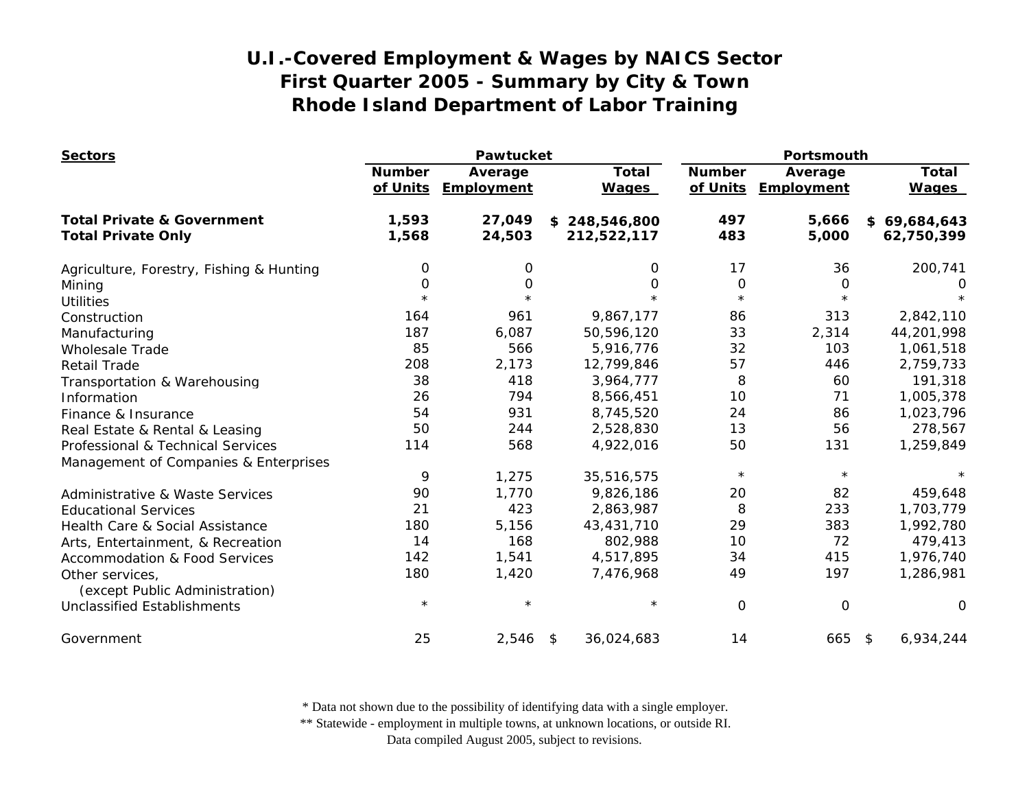# U.I.-Covered Employment & Wages by NAICS Sector
## First Quarter 2005 - Summary by City & Town
## Rhode Island Department of Labor Training

| Sectors | Pawtucket | | | Portsmouth | | |
|---|---|---|---|---|---|---|
| | Number of Units | Average Employment | Total Wages | Number of Units | Average Employment | Total Wages |
| **Total Private & Government** | **1,593** | **27,049** | **$ 248,546,800** | **497** | **5,666** | **$ 69,684,643** |
| **Total Private Only** | **1,568** | **24,503** | **212,522,117** | **483** | **5,000** | **62,750,399** |
| Agriculture, Forestry, Fishing & Hunting | 0 | 0 | 0 | 17 | 36 | 200,741 |
| Mining | 0 | 0 | 0 | 0 | 0 | 0 |
| Utilities | * | * | * | * | * | * |
| Construction | 164 | 961 | 9,867,177 | 86 | 313 | 2,842,110 |
| Manufacturing | 187 | 6,087 | 50,596,120 | 33 | 2,314 | 44,201,998 |
| Wholesale Trade | 85 | 566 | 5,916,776 | 32 | 103 | 1,061,518 |
| Retail Trade | 208 | 2,173 | 12,799,846 | 57 | 446 | 2,759,733 |
| Transportation & Warehousing | 38 | 418 | 3,964,777 | 8 | 60 | 191,318 |
| Information | 26 | 794 | 8,566,451 | 10 | 71 | 1,005,378 |
| Finance & Insurance | 54 | 931 | 8,745,520 | 24 | 86 | 1,023,796 |
| Real Estate & Rental & Leasing | 50 | 244 | 2,528,830 | 13 | 56 | 278,567 |
| Professional & Technical Services | 114 | 568 | 4,922,016 | 50 | 131 | 1,259,849 |
| Management of Companies & Enterprises | 9 | 1,275 | 35,516,575 | * | * | * |
| Administrative & Waste Services | 90 | 1,770 | 9,826,186 | 20 | 82 | 459,648 |
| Educational Services | 21 | 423 | 2,863,987 | 8 | 233 | 1,703,779 |
| Health Care & Social Assistance | 180 | 5,156 | 43,431,710 | 29 | 383 | 1,992,780 |
| Arts, Entertainment, & Recreation | 14 | 168 | 802,988 | 10 | 72 | 479,413 |
| Accommodation & Food Services | 142 | 1,541 | 4,517,895 | 34 | 415 | 1,976,740 |
| Other services, (except Public Administration) | 180 | 1,420 | 7,476,968 | 49 | 197 | 1,286,981 |
| Unclassified Establishments | * | * | * | 0 | 0 | 0 |
| Government | 25 | 2,546 | $ 36,024,683 | 14 | 665 | $ 6,934,244 |

\* Data not shown due to the possibility of identifying data with a single employer.
** Statewide - employment in multiple towns, at unknown locations, or outside RI.
Data compiled August 2005, subject to revisions.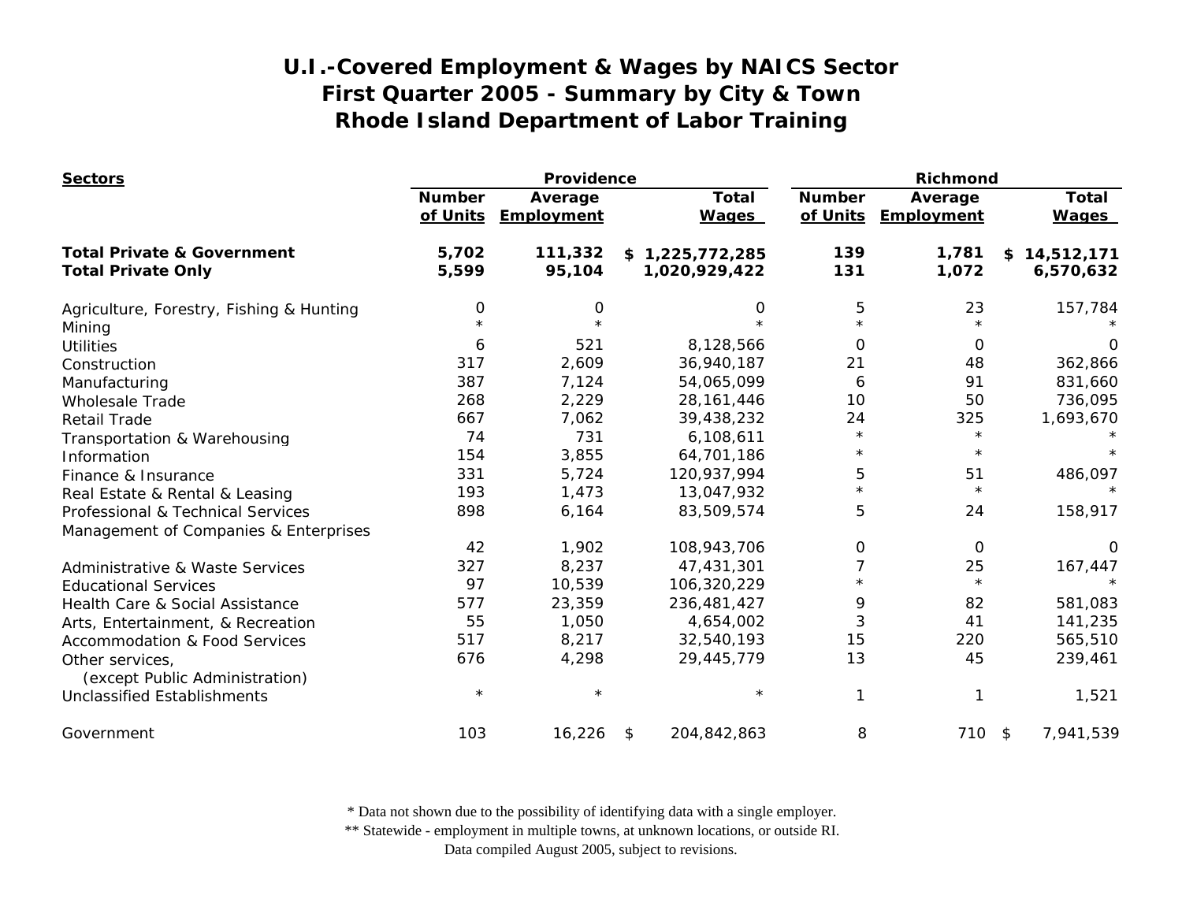# U.I.-Covered Employment & Wages by NAICS Sector
## First Quarter 2005 - Summary by City & Town
## Rhode Island Department of Labor Training

| Sectors | Providence | | | Richmond | | |
|---|---|---|---|---|---|---|
| | Number of Units | Average Employment | Total Wages | Number of Units | Average Employment | Total Wages |
| **Total Private & Government** | **5,702** | **111,332** | **$ 1,225,772,285** | **139** | **1,781** | **$ 14,512,171** |
| **Total Private Only** | **5,599** | **95,104** | **1,020,929,422** | **131** | **1,072** | **6,570,632** |
| Agriculture, Forestry, Fishing & Hunting | 0 | 0 | 0 | 5 | 23 | 157,784 |
| Mining | * | * | * | * | * | * |
| Utilities | 6 | 521 | 8,128,566 | 0 | 0 | 0 |
| Construction | 317 | 2,609 | 36,940,187 | 21 | 48 | 362,866 |
| Manufacturing | 387 | 7,124 | 54,065,099 | 6 | 91 | 831,660 |
| Wholesale Trade | 268 | 2,229 | 28,161,446 | 10 | 50 | 736,095 |
| Retail Trade | 667 | 7,062 | 39,438,232 | 24 | 325 | 1,693,670 |
| Transportation & Warehousing | 74 | 731 | 6,108,611 | * | * | * |
| Information | 154 | 3,855 | 64,701,186 | * | * | * |
| Finance & Insurance | 331 | 5,724 | 120,937,994 | 5 | 51 | 486,097 |
| Real Estate & Rental & Leasing | 193 | 1,473 | 13,047,932 | * | * | * |
| Professional & Technical Services | 898 | 6,164 | 83,509,574 | 5 | 24 | 158,917 |
| Management of Companies & Enterprises | 42 | 1,902 | 108,943,706 | 0 | 0 | 0 |
| Administrative & Waste Services | 327 | 8,237 | 47,431,301 | 7 | 25 | 167,447 |
| Educational Services | 97 | 10,539 | 106,320,229 | * | * | * |
| Health Care & Social Assistance | 577 | 23,359 | 236,481,427 | 9 | 82 | 581,083 |
| Arts, Entertainment, & Recreation | 55 | 1,050 | 4,654,002 | 3 | 41 | 141,235 |
| Accommodation & Food Services | 517 | 8,217 | 32,540,193 | 15 | 220 | 565,510 |
| Other services, (except Public Administration) | 676 | 4,298 | 29,445,779 | 13 | 45 | 239,461 |
| Unclassified Establishments | * | * | * | 1 | 1 | 1,521 |
| Government | 103 | 16,226 | $ 204,842,863 | 8 | 710 | $ 7,941,539 |

\* Data not shown due to the possibility of identifying data with a single employer.
\*\* Statewide - employment in multiple towns, at unknown locations, or outside RI.
Data compiled August 2005, subject to revisions.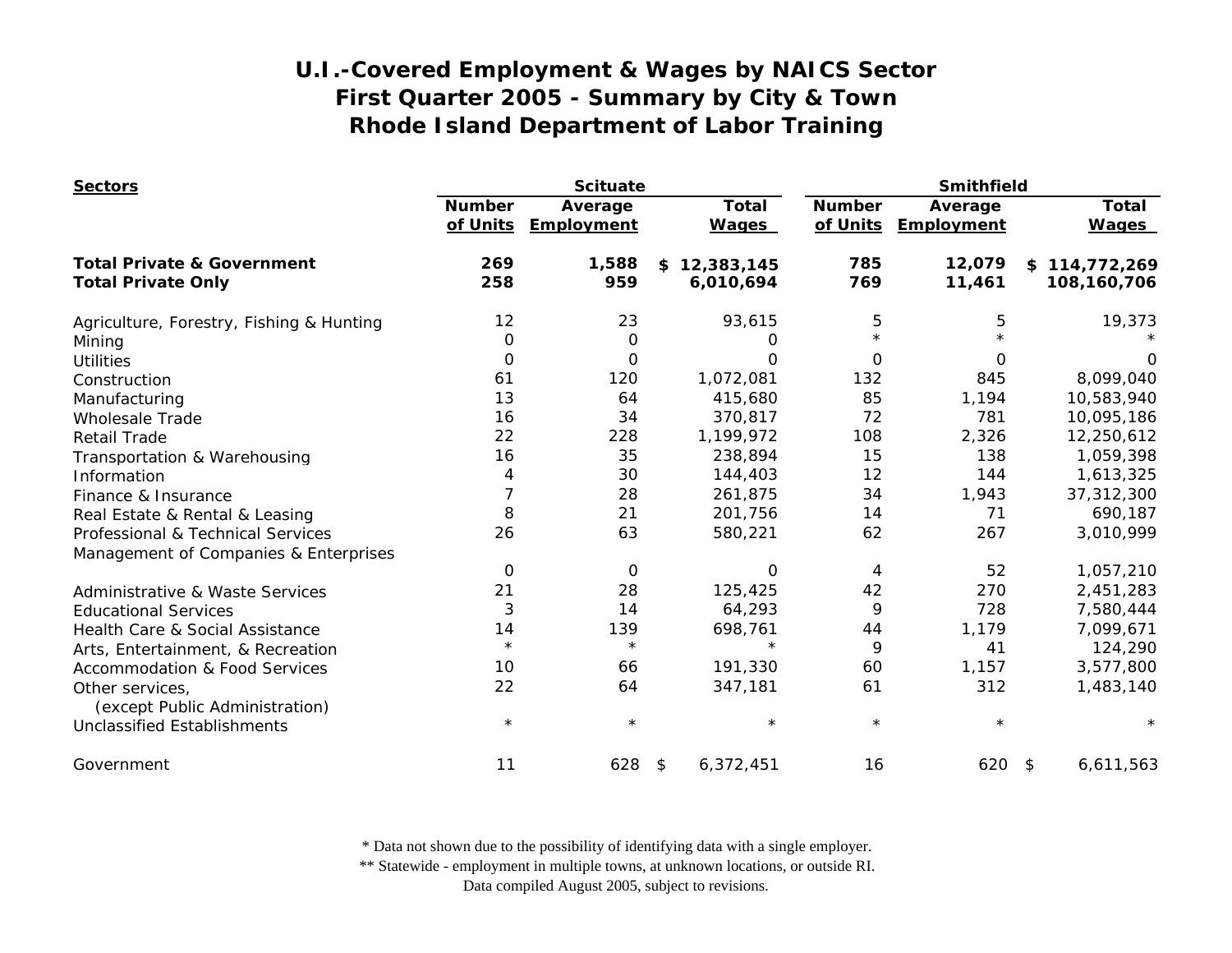# U.I.-Covered Employment & Wages by NAICS Sector
## First Quarter 2005 - Summary by City & Town
## Rhode Island Department of Labor Training

| Sectors | Scituate | | | Smithfield | | |
|---|---|---|---|---|---|---|
| | Number of Units | Average Employment | Total Wages | Number of Units | Average Employment | Total Wages |
| **Total Private & Government** | **269** | **1,588** | **$ 12,383,145** | **785** | **12,079** | **$ 114,772,269** |
| **Total Private Only** | **258** | **959** | **6,010,694** | **769** | **11,461** | **108,160,706** |
| Agriculture, Forestry, Fishing & Hunting | 12 | 23 | 93,615 | 5 | 5 | 19,373 |
| Mining | 0 | 0 | 0 | * | * | * |
| Utilities | 0 | 0 | 0 | 0 | 0 | 0 |
| Construction | 61 | 120 | 1,072,081 | 132 | 845 | 8,099,040 |
| Manufacturing | 13 | 64 | 415,680 | 85 | 1,194 | 10,583,940 |
| Wholesale Trade | 16 | 34 | 370,817 | 72 | 781 | 10,095,186 |
| Retail Trade | 22 | 228 | 1,199,972 | 108 | 2,326 | 12,250,612 |
| Transportation & Warehousing | 16 | 35 | 238,894 | 15 | 138 | 1,059,398 |
| Information | 4 | 30 | 144,403 | 12 | 144 | 1,613,325 |
| Finance & Insurance | 7 | 28 | 261,875 | 34 | 1,943 | 37,312,300 |
| Real Estate & Rental & Leasing | 8 | 21 | 201,756 | 14 | 71 | 690,187 |
| Professional & Technical Services | 26 | 63 | 580,221 | 62 | 267 | 3,010,999 |
| Management of Companies & Enterprises | 0 | 0 | 0 | 4 | 52 | 1,057,210 |
| Administrative & Waste Services | 21 | 28 | 125,425 | 42 | 270 | 2,451,283 |
| Educational Services | 3 | 14 | 64,293 | 9 | 728 | 7,580,444 |
| Health Care & Social Assistance | 14 | 139 | 698,761 | 44 | 1,179 | 7,099,671 |
| Arts, Entertainment, & Recreation | * | * | * | 9 | 41 | 124,290 |
| Accommodation & Food Services | 10 | 66 | 191,330 | 60 | 1,157 | 3,577,800 |
| Other services, (except Public Administration) | 22 | 64 | 347,181 | 61 | 312 | 1,483,140 |
| Unclassified Establishments | * | * | * | * | * | * |
| Government | 11 | 628 | $ 6,372,451 | 16 | 620 | $ 6,611,563 |

\* Data not shown due to the possibility of identifying data with a single employer.
\*\* Statewide - employment in multiple towns, at unknown locations, or outside RI.
Data compiled August 2005, subject to revisions.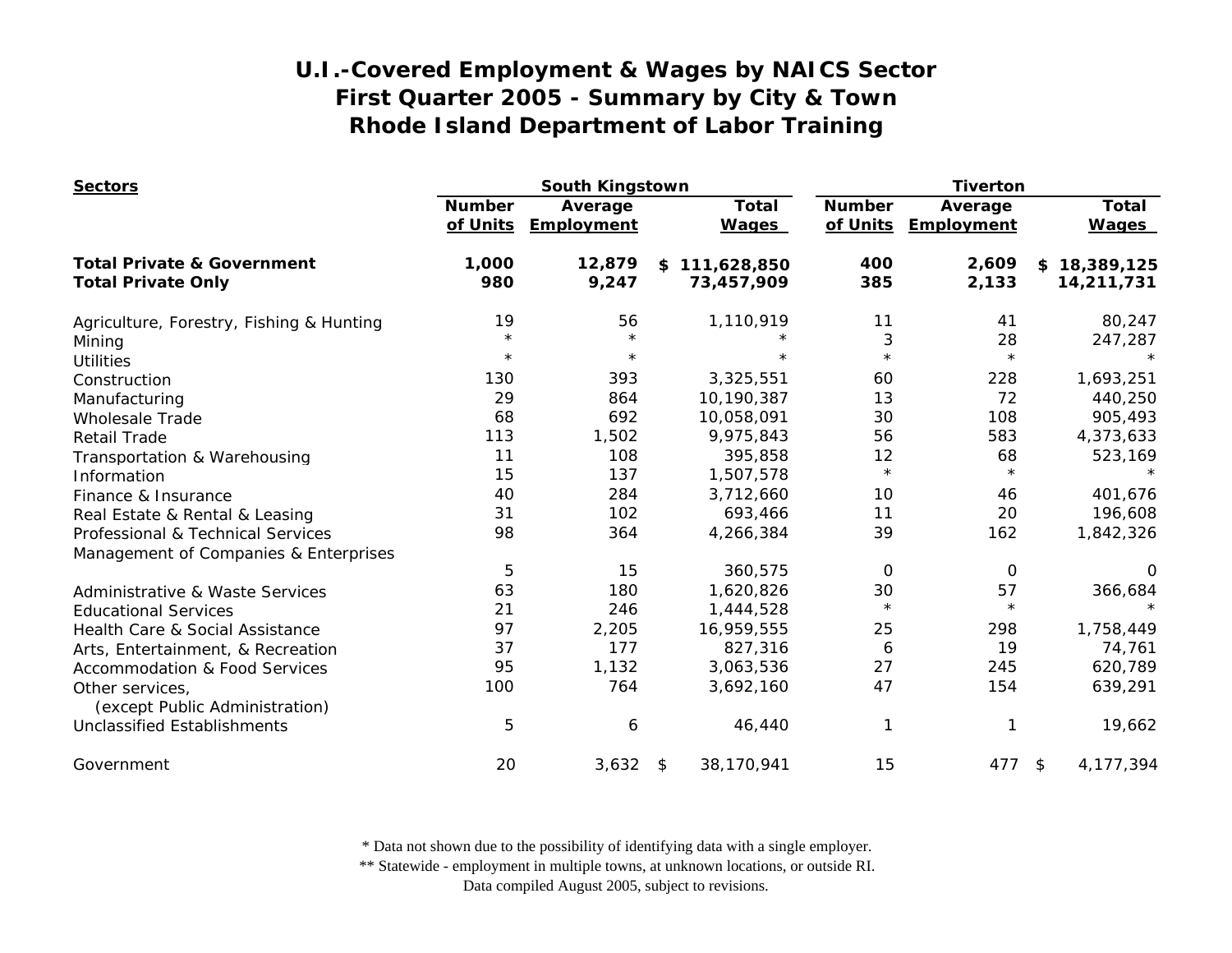# U.I.-Covered Employment & Wages by NAICS Sector
# First Quarter 2005 - Summary by City & Town
# Rhode Island Department of Labor Training

| Sectors | South Kingstown | | | Tiverton | | |
|---|---|---|---|---|---|---|
| | Number of Units | Average Employment | Total Wages | Number of Units | Average Employment | Total Wages |
| **Total Private & Government** | **1,000** | **12,879** | **$ 111,628,850** | **400** | **2,609** | **$ 18,389,125** |
| **Total Private Only** | **980** | **9,247** | **73,457,909** | **385** | **2,133** | **14,211,731** |
| Agriculture, Forestry, Fishing & Hunting | 19 | 56 | 1,110,919 | 11 | 41 | 80,247 |
| Mining | * | * | * | 3 | 28 | 247,287 |
| Utilities | * | * | * | * | * | * |
| Construction | 130 | 393 | 3,325,551 | 60 | 228 | 1,693,251 |
| Manufacturing | 29 | 864 | 10,190,387 | 13 | 72 | 440,250 |
| Wholesale Trade | 68 | 692 | 10,058,091 | 30 | 108 | 905,493 |
| Retail Trade | 113 | 1,502 | 9,975,843 | 56 | 583 | 4,373,633 |
| Transportation & Warehousing | 11 | 108 | 395,858 | 12 | 68 | 523,169 |
| Information | 15 | 137 | 1,507,578 | * | * | * |
| Finance & Insurance | 40 | 284 | 3,712,660 | 10 | 46 | 401,676 |
| Real Estate & Rental & Leasing | 31 | 102 | 693,466 | 11 | 20 | 196,608 |
| Professional & Technical Services | 98 | 364 | 4,266,384 | 39 | 162 | 1,842,326 |
| Management of Companies & Enterprises | 5 | 15 | 360,575 | 0 | 0 | 0 |
| Administrative & Waste Services | 63 | 180 | 1,620,826 | 30 | 57 | 366,684 |
| Educational Services | 21 | 246 | 1,444,528 | * | * | * |
| Health Care & Social Assistance | 97 | 2,205 | 16,959,555 | 25 | 298 | 1,758,449 |
| Arts, Entertainment, & Recreation | 37 | 177 | 827,316 | 6 | 19 | 74,761 |
| Accommodation & Food Services | 95 | 1,132 | 3,063,536 | 27 | 245 | 620,789 |
| Other services, (except Public Administration) | 100 | 764 | 3,692,160 | 47 | 154 | 639,291 |
| Unclassified Establishments | 5 | 6 | 46,440 | 1 | 1 | 19,662 |
| Government | 20 | 3,632 | $ 38,170,941 | 15 | 477 | $ 4,177,394 |

* Data not shown due to the possibility of identifying data with a single employer.

** Statewide - employment in multiple towns, at unknown locations, or outside RI.

Data compiled August 2005, subject to revisions.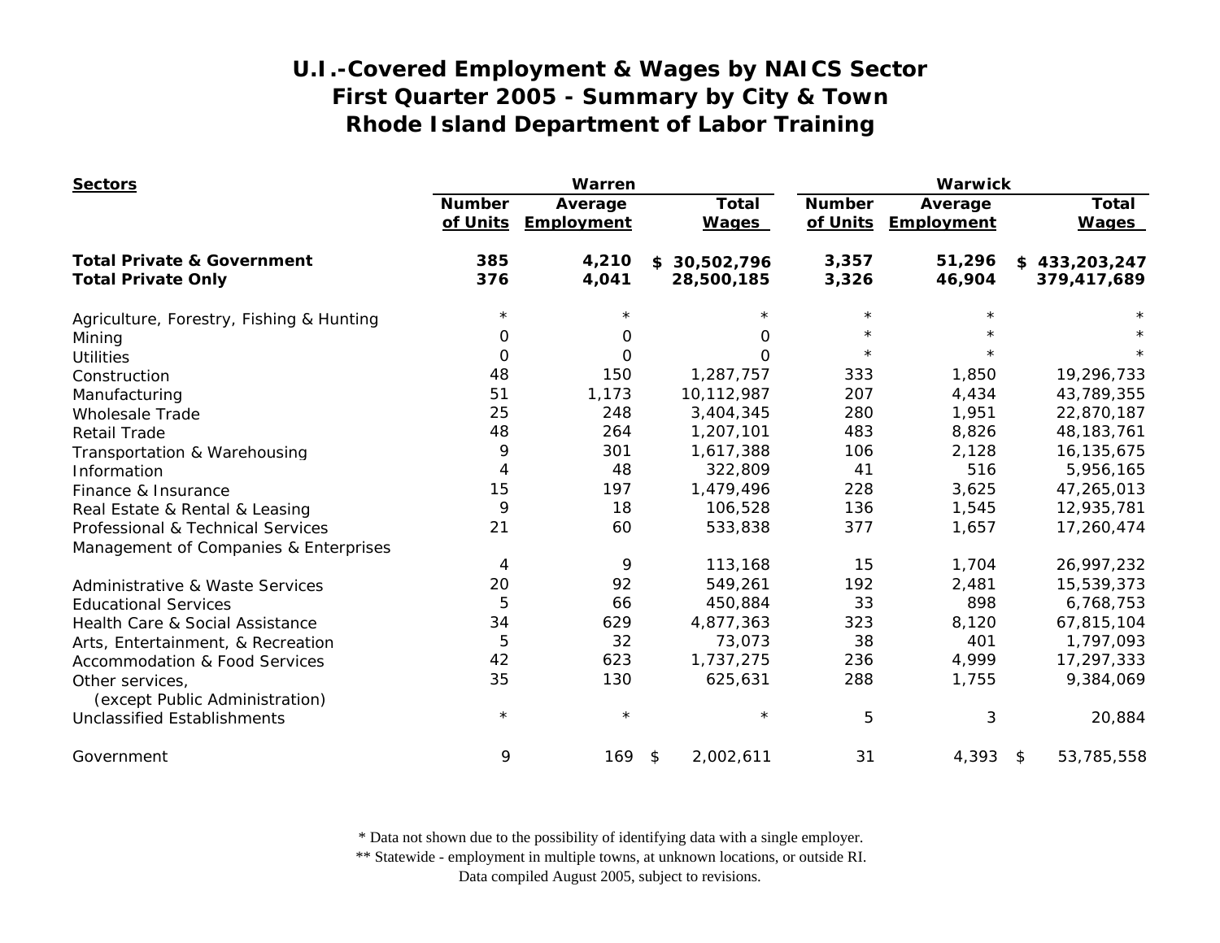# U.I.-Covered Employment & Wages by NAICS Sector
# First Quarter 2005 - Summary by City & Town
# Rhode Island Department of Labor Training

| Sectors | Warren | | | Warwick | | |
|---|---|---|---|---|---|---|
| | Number of Units | Average Employment | Total Wages | Number of Units | Average Employment | Total Wages |
| **Total Private & Government** | **385** | **4,210** | **$ 30,502,796** | **3,357** | **51,296** | **$ 433,203,247** |
| **Total Private Only** | **376** | **4,041** | **28,500,185** | **3,326** | **46,904** | **379,417,689** |
| Agriculture, Forestry, Fishing & Hunting | * | * | * | * | * | * |
| Mining | 0 | 0 | 0 | * | * | * |
| Utilities | 0 | 0 | 0 | * | * | * |
| Construction | 48 | 150 | 1,287,757 | 333 | 1,850 | 19,296,733 |
| Manufacturing | 51 | 1,173 | 10,112,987 | 207 | 4,434 | 43,789,355 |
| Wholesale Trade | 25 | 248 | 3,404,345 | 280 | 1,951 | 22,870,187 |
| Retail Trade | 48 | 264 | 1,207,101 | 483 | 8,826 | 48,183,761 |
| Transportation & Warehousing | 9 | 301 | 1,617,388 | 106 | 2,128 | 16,135,675 |
| Information | 4 | 48 | 322,809 | 41 | 516 | 5,956,165 |
| Finance & Insurance | 15 | 197 | 1,479,496 | 228 | 3,625 | 47,265,013 |
| Real Estate & Rental & Leasing | 9 | 18 | 106,528 | 136 | 1,545 | 12,935,781 |
| Professional & Technical Services | 21 | 60 | 533,838 | 377 | 1,657 | 17,260,474 |
| Management of Companies & Enterprises | 4 | 9 | 113,168 | 15 | 1,704 | 26,997,232 |
| Administrative & Waste Services | 20 | 92 | 549,261 | 192 | 2,481 | 15,539,373 |
| Educational Services | 5 | 66 | 450,884 | 33 | 898 | 6,768,753 |
| Health Care & Social Assistance | 34 | 629 | 4,877,363 | 323 | 8,120 | 67,815,104 |
| Arts, Entertainment, & Recreation | 5 | 32 | 73,073 | 38 | 401 | 1,797,093 |
| Accommodation & Food Services | 42 | 623 | 1,737,275 | 236 | 4,999 | 17,297,333 |
| Other services, (except Public Administration) | 35 | 130 | 625,631 | 288 | 1,755 | 9,384,069 |
| Unclassified Establishments | * | * | * | 5 | 3 | 20,884 |
| Government | 9 | 169 | $ 2,002,611 | 31 | 4,393 | $ 53,785,558 |

\* Data not shown due to the possibility of identifying data with a single employer.
\*\* Statewide - employment in multiple towns, at unknown locations, or outside RI.
Data compiled August 2005, subject to revisions.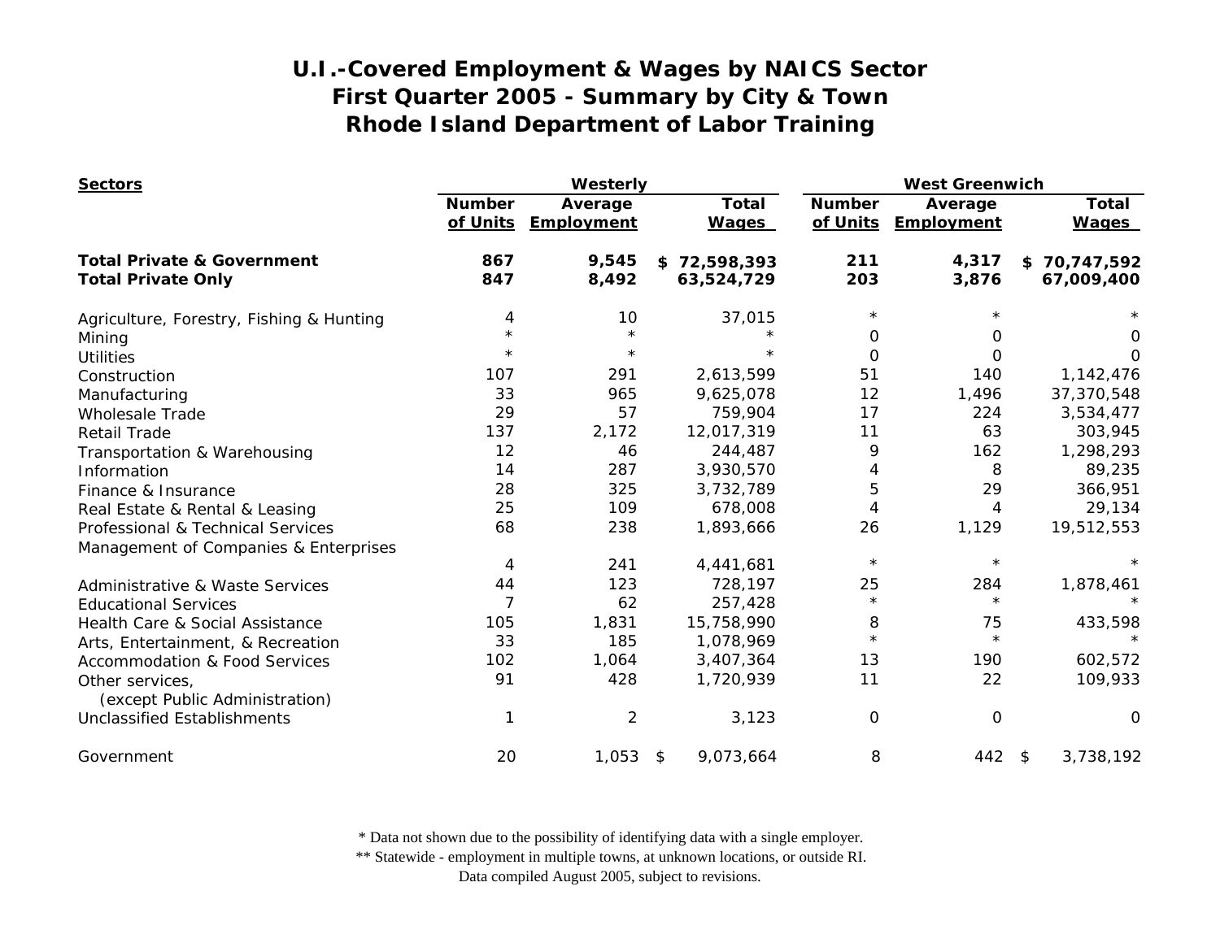# U.I.-Covered Employment & Wages by NAICS Sector
## First Quarter 2005 - Summary by City & Town
## Rhode Island Department of Labor Training

| Sectors | Westerly | | | West Greenwich | | |
|---|---|---|---|---|---|---|
| | Number of Units | Average Employment | Total Wages | Number of Units | Average Employment | Total Wages |
| **Total Private & Government** | **867** | **9,545** | **$ 72,598,393** | **211** | **4,317** | **$ 70,747,592** |
| **Total Private Only** | **847** | **8,492** | **63,524,729** | **203** | **3,876** | **67,009,400** |
| Agriculture, Forestry, Fishing & Hunting | 4 | 10 | 37,015 | * | * | * |
| Mining | * | * | * | 0 | 0 | 0 |
| Utilities | * | * | * | 0 | 0 | 0 |
| Construction | 107 | 291 | 2,613,599 | 51 | 140 | 1,142,476 |
| Manufacturing | 33 | 965 | 9,625,078 | 12 | 1,496 | 37,370,548 |
| Wholesale Trade | 29 | 57 | 759,904 | 17 | 224 | 3,534,477 |
| Retail Trade | 137 | 2,172 | 12,017,319 | 11 | 63 | 303,945 |
| Transportation & Warehousing | 12 | 46 | 244,487 | 9 | 162 | 1,298,293 |
| Information | 14 | 287 | 3,930,570 | 4 | 8 | 89,235 |
| Finance & Insurance | 28 | 325 | 3,732,789 | 5 | 29 | 366,951 |
| Real Estate & Rental & Leasing | 25 | 109 | 678,008 | 4 | 4 | 29,134 |
| Professional & Technical Services | 68 | 238 | 1,893,666 | 26 | 1,129 | 19,512,553 |
| Management of Companies & Enterprises | 4 | 241 | 4,441,681 | * | * | * |
| Administrative & Waste Services | 44 | 123 | 728,197 | 25 | 284 | 1,878,461 |
| Educational Services | 7 | 62 | 257,428 | * | * | * |
| Health Care & Social Assistance | 105 | 1,831 | 15,758,990 | 8 | 75 | 433,598 |
| Arts, Entertainment, & Recreation | 33 | 185 | 1,078,969 | * | * | * |
| Accommodation & Food Services | 102 | 1,064 | 3,407,364 | 13 | 190 | 602,572 |
| Other services, (except Public Administration) | 91 | 428 | 1,720,939 | 11 | 22 | 109,933 |
| Unclassified Establishments | 1 | 2 | 3,123 | 0 | 0 | 0 |
| Government | 20 | 1,053 | $ 9,073,664 | 8 | 442 | $ 3,738,192 |

* Data not shown due to the possibility of identifying data with a single employer.
** Statewide - employment in multiple towns, at unknown locations, or outside RI.
Data compiled August 2005, subject to revisions.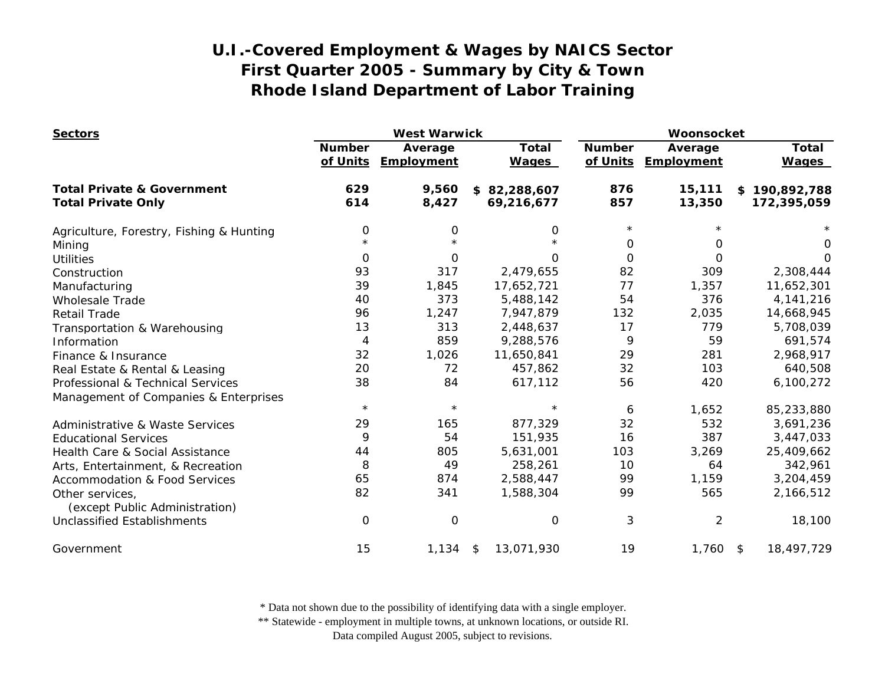# U.I.-Covered Employment & Wages by NAICS Sector
# First Quarter 2005 - Summary by City & Town
# Rhode Island Department of Labor Training

| Sectors | West Warwick | | | Woonsocket | | |
|---|---|---|---|---|---|---|
| | Number of Units | Average Employment | Total Wages | Number of Units | Average Employment | Total Wages |
| **Total Private & Government** | **629** | **9,560** | **$ 82,288,607** | **876** | **15,111** | **$ 190,892,788** |
| **Total Private Only** | **614** | **8,427** | **69,216,677** | **857** | **13,350** | **172,395,059** |
| Agriculture, Forestry, Fishing & Hunting | 0 | 0 | 0 | * | * | * |
| Mining | * | * | * | 0 | 0 | 0 |
| Utilities | 0 | 0 | 0 | 0 | 0 | 0 |
| Construction | 93 | 317 | 2,479,655 | 82 | 309 | 2,308,444 |
| Manufacturing | 39 | 1,845 | 17,652,721 | 77 | 1,357 | 11,652,301 |
| Wholesale Trade | 40 | 373 | 5,488,142 | 54 | 376 | 4,141,216 |
| Retail Trade | 96 | 1,247 | 7,947,879 | 132 | 2,035 | 14,668,945 |
| Transportation & Warehousing | 13 | 313 | 2,448,637 | 17 | 779 | 5,708,039 |
| Information | 4 | 859 | 9,288,576 | 9 | 59 | 691,574 |
| Finance & Insurance | 32 | 1,026 | 11,650,841 | 29 | 281 | 2,968,917 |
| Real Estate & Rental & Leasing | 20 | 72 | 457,862 | 32 | 103 | 640,508 |
| Professional & Technical Services | 38 | 84 | 617,112 | 56 | 420 | 6,100,272 |
| Management of Companies & Enterprises | * | * | * | 6 | 1,652 | 85,233,880 |
| Administrative & Waste Services | 29 | 165 | 877,329 | 32 | 532 | 3,691,236 |
| Educational Services | 9 | 54 | 151,935 | 16 | 387 | 3,447,033 |
| Health Care & Social Assistance | 44 | 805 | 5,631,001 | 103 | 3,269 | 25,409,662 |
| Arts, Entertainment, & Recreation | 8 | 49 | 258,261 | 10 | 64 | 342,961 |
| Accommodation & Food Services | 65 | 874 | 2,588,447 | 99 | 1,159 | 3,204,459 |
| Other services, (except Public Administration) | 82 | 341 | 1,588,304 | 99 | 565 | 2,166,512 |
| Unclassified Establishments | 0 | 0 | 0 | 3 | 2 | 18,100 |
| Government | 15 | 1,134 | $ 13,071,930 | 19 | 1,760 | $ 18,497,729 |

\* Data not shown due to the possibility of identifying data with a single employer.
\** Statewide - employment in multiple towns, at unknown locations, or outside RI.
Data compiled August 2005, subject to revisions.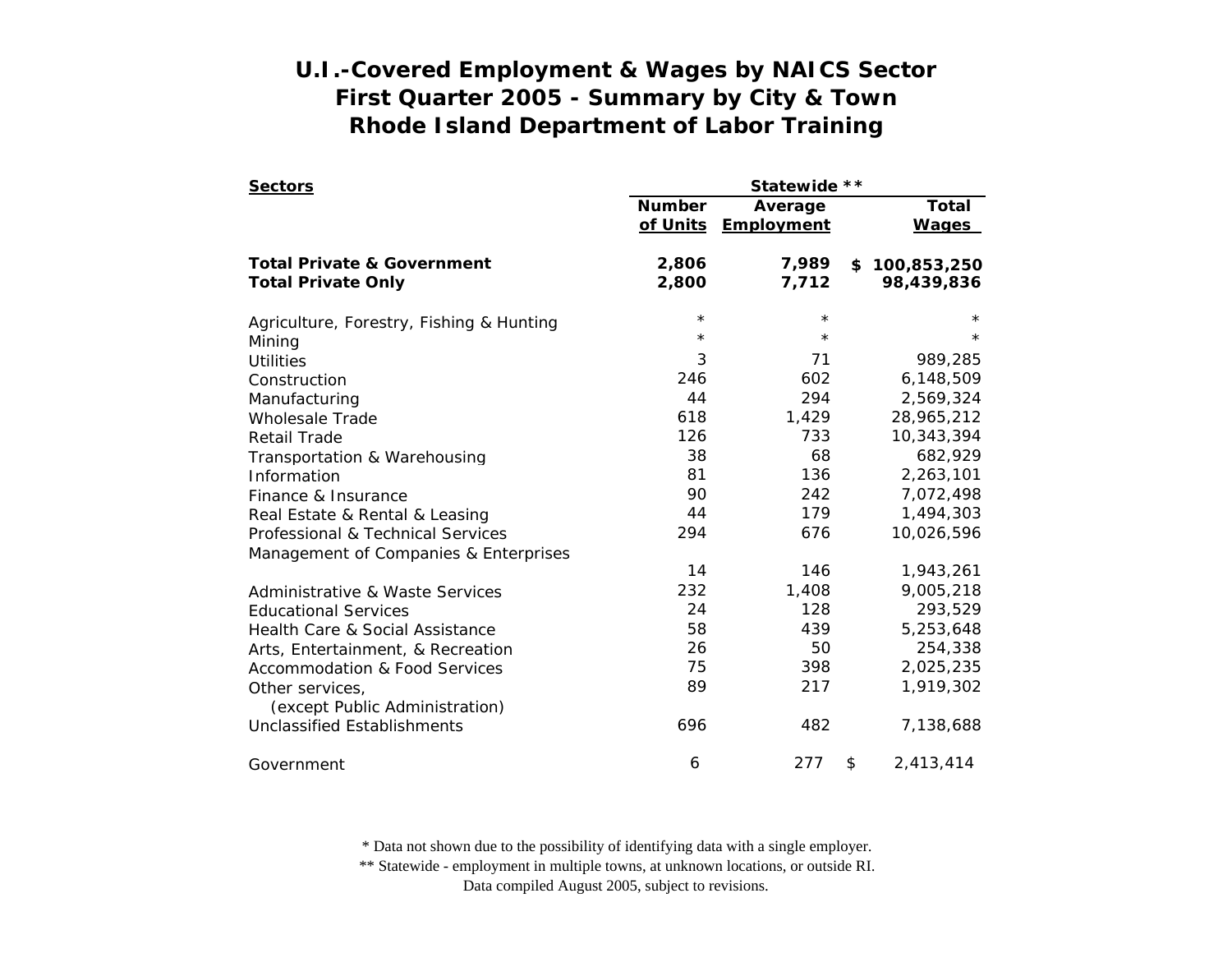# U.I.-Covered Employment & Wages by NAICS Sector
# First Quarter 2005 - Summary by City & Town
# Rhode Island Department of Labor Training

| Sectors | Statewide ** | | |
|---|---|---|---|
| | Number of Units | Average Employment | Total Wages |
| **Total Private & Government** | **2,806** | **7,989** | **$ 100,853,250** |
| **Total Private Only** | **2,800** | **7,712** | **98,439,836** |
| Agriculture, Forestry, Fishing & Hunting | * | * | * |
| Mining | * | * | * |
| Utilities | 3 | 71 | 989,285 |
| Construction | 246 | 602 | 6,148,509 |
| Manufacturing | 44 | 294 | 2,569,324 |
| Wholesale Trade | 618 | 1,429 | 28,965,212 |
| Retail Trade | 126 | 733 | 10,343,394 |
| Transportation & Warehousing | 38 | 68 | 682,929 |
| Information | 81 | 136 | 2,263,101 |
| Finance & Insurance | 90 | 242 | 7,072,498 |
| Real Estate & Rental & Leasing | 44 | 179 | 1,494,303 |
| Professional & Technical Services | 294 | 676 | 10,026,596 |
| Management of Companies & Enterprises | 14 | 146 | 1,943,261 |
| Administrative & Waste Services | 232 | 1,408 | 9,005,218 |
| Educational Services | 24 | 128 | 293,529 |
| Health Care & Social Assistance | 58 | 439 | 5,253,648 |
| Arts, Entertainment, & Recreation | 26 | 50 | 254,338 |
| Accommodation & Food Services | 75 | 398 | 2,025,235 |
| Other services, (except Public Administration) | 89 | 217 | 1,919,302 |
| Unclassified Establishments | 696 | 482 | 7,138,688 |
| Government | 6 | 277 | $ 2,413,414 |

* Data not shown due to the possibility of identifying data with a single employer.
** Statewide - employment in multiple towns, at unknown locations, or outside RI.
Data compiled August 2005, subject to revisions.